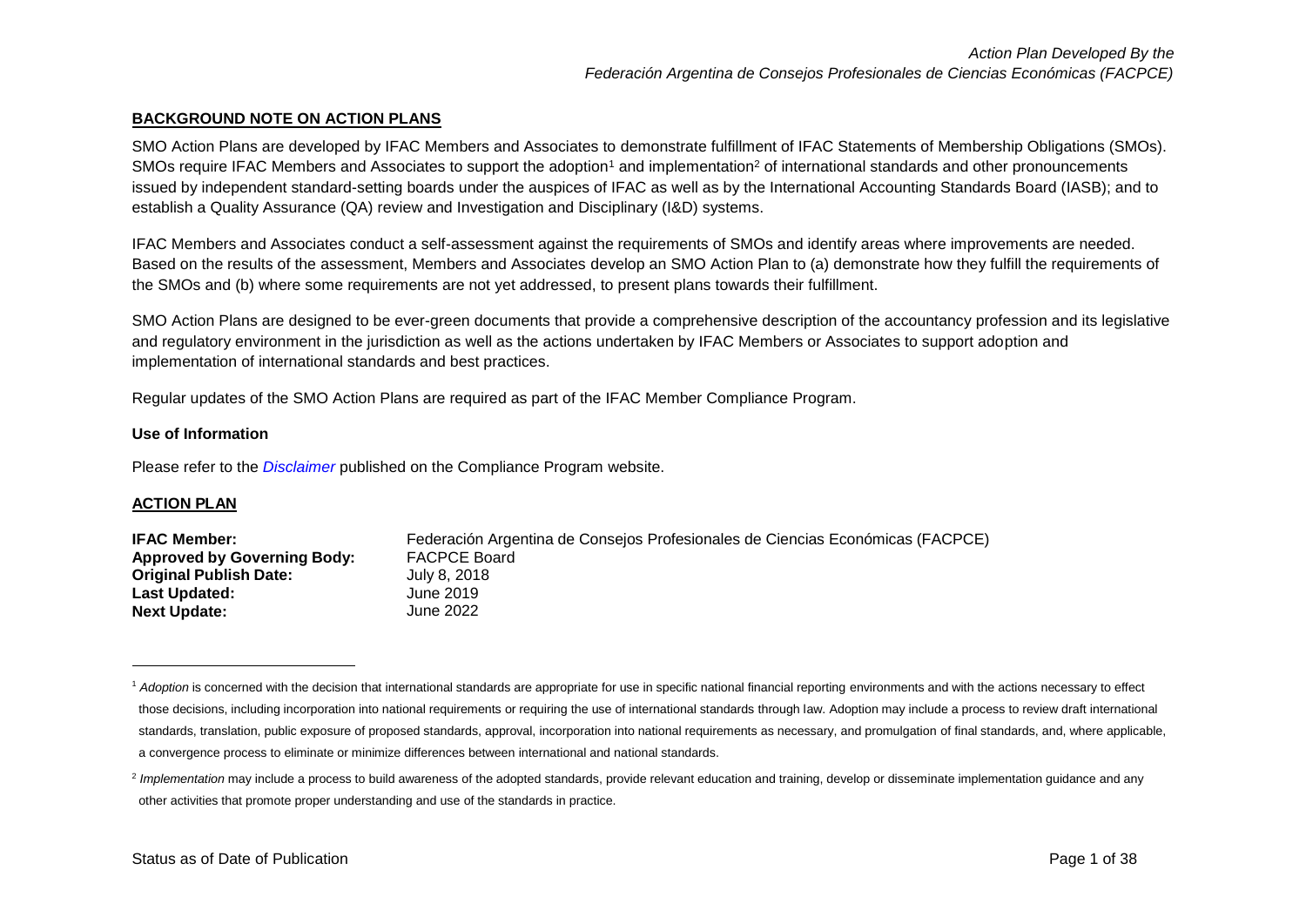## BACKGROUND NOTE ON ACTION PLANS

SMO Action Plans are developed by IFAC Members and Associates to demonstrate fulfillment of IFAC Statements of Membership Obligations (SMOs). SMOs require IFAC Members and Associates to support the adoption[1] and implementation[2] of international standards and other pronouncements issued by independent standard-setting boards under the auspices of IFAC as well as by the International Accounting Standards Board (IASB); and to establish a Quality Assurance (QA) review and Investigation and Disciplinary (I&D) systems.

IFAC Members and Associates conduct a self-assessment against the requirements of SMOs and identify areas where improvements are needed. Based on the results of the assessment, Members and Associates develop an SMO Action Plan to (a) demonstrate how they fulfill the requirements of the SMOs and (b) where some requirements are not yet addressed, to present plans towards their fulfillment.

SMO Action Plans are designed to be ever-green documents that provide a comprehensive description of the accountancy profession and its legislative and regulatory environment in the jurisdiction as well as the actions undertaken by IFAC Members or Associates to support adoption and implementation of international standards and best practices.

Regular updates of the SMO Action Plans are required as part of the IFAC Member Compliance Program.

### Use of Information

Please refer to the *Disclaimer* published on the Compliance Program website.

## ACTION PLAN

**IFAC Member:** Federación Argentina de Consejos Profesionales de Ciencias Económicas (FACPCE)
**Approved by Governing Body:** FACPCE Board
**Original Publish Date:** July 8, 2018
**Last Updated:** June 2019
**Next Update:** June 2022

---

[1] *Adoption* is concerned with the decision that international standards are appropriate for use in specific national financial reporting environments and with the actions necessary to effect those decisions, including incorporation into national requirements or requiring the use of international standards through law. Adoption may include a process to review draft international standards, translation, public exposure of proposed standards, approval, incorporation into national requirements as necessary, and promulgation of final standards, and, where applicable, a convergence process to eliminate or minimize differences between international and national standards.

[2] *Implementation* may include a process to build awareness of the adopted standards, provide relevant education and training, develop or disseminate implementation guidance and any other activities that promote proper understanding and use of the standards in practice.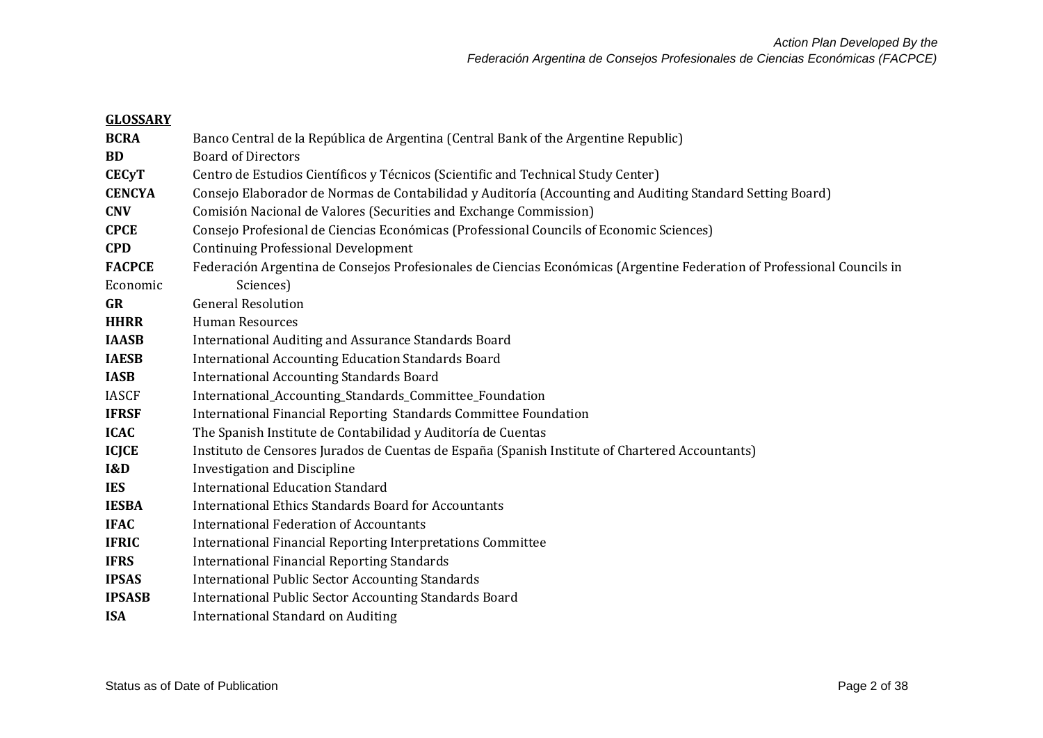**GLOSSARY**

| | |
|---|---|
| **BCRA** | Banco Central de la República de Argentina (Central Bank of the Argentine Republic) |
| **BD** | Board of Directors |
| **CECyT** | Centro de Estudios Científicos y Técnicos (Scientific and Technical Study Center) |
| **CENCYA** | Consejo Elaborador de Normas de Contabilidad y Auditoría (Accounting and Auditing Standard Setting Board) |
| **CNV** | Comisión Nacional de Valores (Securities and Exchange Commission) |
| **CPCE** | Consejo Profesional de Ciencias Económicas (Professional Councils of Economic Sciences) |
| **CPD** | Continuing Professional Development |
| **FACPCE** | Federación Argentina de Consejos Profesionales de Ciencias Económicas (Argentine Federation of Professional Councils in Economic Sciences) |
| **GR** | General Resolution |
| **HHRR** | Human Resources |
| **IAASB** | International Auditing and Assurance Standards Board |
| **IAESB** | International Accounting Education Standards Board |
| **IASB** | International Accounting Standards Board |
| IASCF | International_Accounting_Standards_Committee_Foundation |
| **IFRSF** | International Financial Reporting Standards Committee Foundation |
| **ICAC** | The Spanish Institute de Contabilidad y Auditoría de Cuentas |
| **ICJCE** | Instituto de Censores Jurados de Cuentas de España (Spanish Institute of Chartered Accountants) |
| **I&D** | Investigation and Discipline |
| **IES** | International Education Standard |
| **IESBA** | International Ethics Standards Board for Accountants |
| **IFAC** | International Federation of Accountants |
| **IFRIC** | International Financial Reporting Interpretations Committee |
| **IFRS** | International Financial Reporting Standards |
| **IPSAS** | International Public Sector Accounting Standards |
| **IPSASB** | International Public Sector Accounting Standards Board |
| **ISA** | International Standard on Auditing |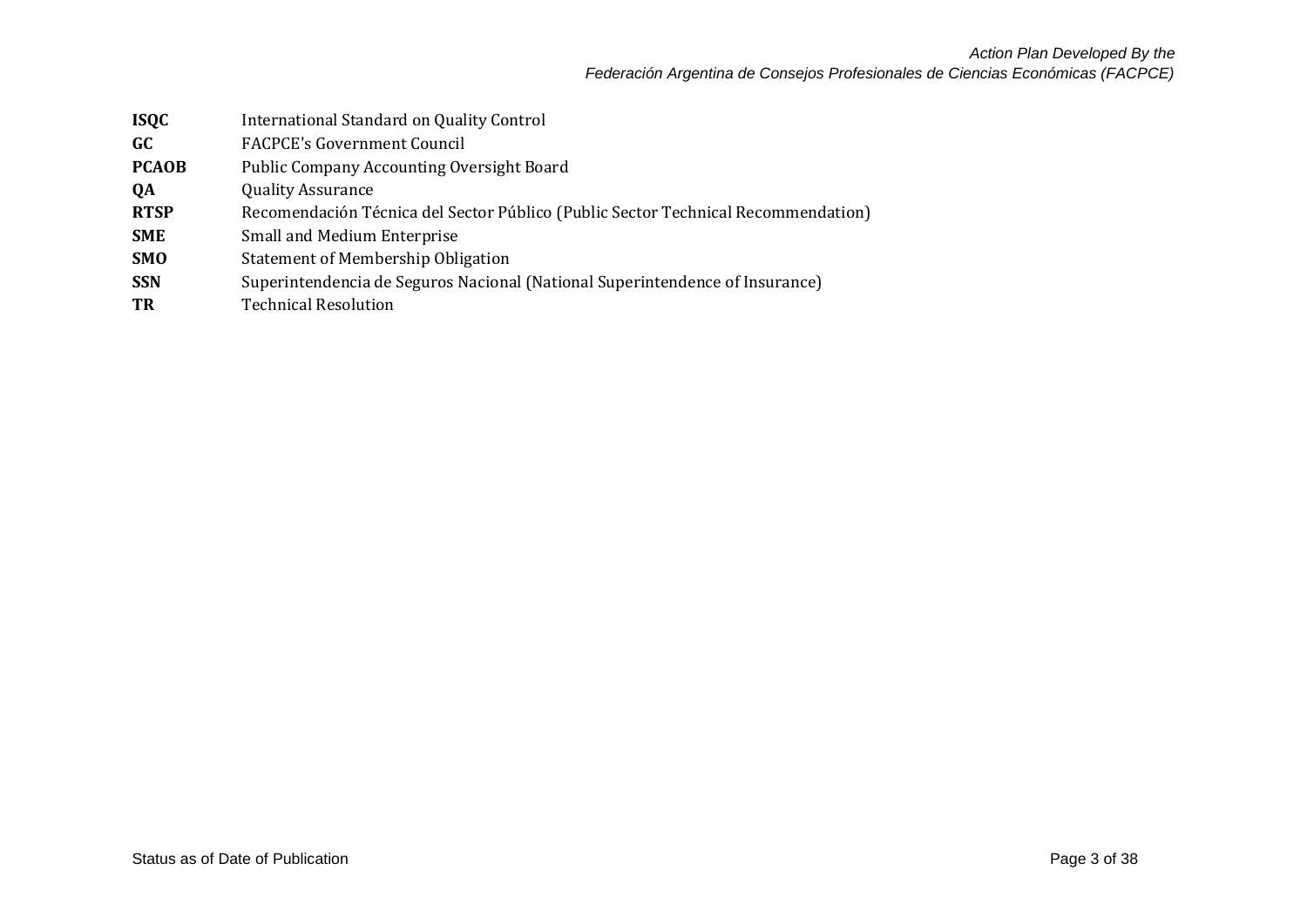| | |
|---|---|
| **ISQC** | International Standard on Quality Control |
| **GC** | FACPCE's Government Council |
| **PCAOB** | Public Company Accounting Oversight Board |
| **QA** | Quality Assurance |
| **RTSP** | Recomendación Técnica del Sector Público (Public Sector Technical Recommendation) |
| **SME** | Small and Medium Enterprise |
| **SMO** | Statement of Membership Obligation |
| **SSN** | Superintendencia de Seguros Nacional (National Superintendence of Insurance) |
| **TR** | Technical Resolution |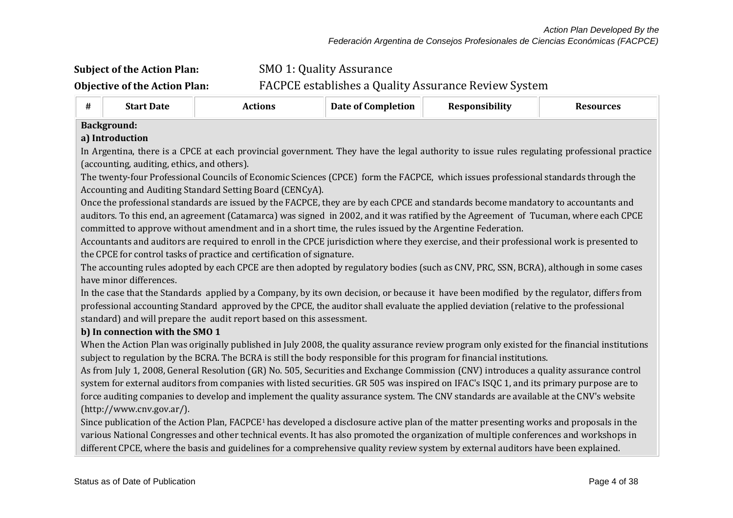**Subject of the Action Plan:** SMO 1: Quality Assurance

**Objective of the Action Plan:** FACPCE establishes a Quality Assurance Review System

| # | Start Date | Actions | Date of Completion | Responsibility | Resources |
|---|---|---|---|---|---|

**Background:**

**a) Introduction**

In Argentina, there is a CPCE at each provincial government. They have the legal authority to issue rules regulating professional practice (accounting, auditing, ethics, and others).

The twenty-four Professional Councils of Economic Sciences (CPCE) form the FACPCE, which issues professional standards through the Accounting and Auditing Standard Setting Board (CENCyA).

Once the professional standards are issued by the FACPCE, they are by each CPCE and standards become mandatory to accountants and auditors. To this end, an agreement (Catamarca) was signed in 2002, and it was ratified by the Agreement of Tucuman, where each CPCE committed to approve without amendment and in a short time, the rules issued by the Argentine Federation.

Accountants and auditors are required to enroll in the CPCE jurisdiction where they exercise, and their professional work is presented to the CPCE for control tasks of practice and certification of signature.

The accounting rules adopted by each CPCE are then adopted by regulatory bodies (such as CNV, PRC, SSN, BCRA), although in some cases have minor differences.

In the case that the Standards applied by a Company, by its own decision, or because it have been modified by the regulator, differs from professional accounting Standard approved by the CPCE, the auditor shall evaluate the applied deviation (relative to the professional standard) and will prepare the audit report based on this assessment.

**b) In connection with the SMO 1**

When the Action Plan was originally published in July 2008, the quality assurance review program only existed for the financial institutions subject to regulation by the BCRA. The BCRA is still the body responsible for this program for financial institutions.

As from July 1, 2008, General Resolution (GR) No. 505, Securities and Exchange Commission (CNV) introduces a quality assurance control system for external auditors from companies with listed securities. GR 505 was inspired on IFAC's ISQC 1, and its primary purpose are to force auditing companies to develop and implement the quality assurance system. The CNV standards are available at the CNV's website (http://www.cnv.gov.ar/).

Since publication of the Action Plan, FACPCE[1] has developed a disclosure active plan of the matter presenting works and proposals in the various National Congresses and other technical events. It has also promoted the organization of multiple conferences and workshops in different CPCE, where the basis and guidelines for a comprehensive quality review system by external auditors have been explained.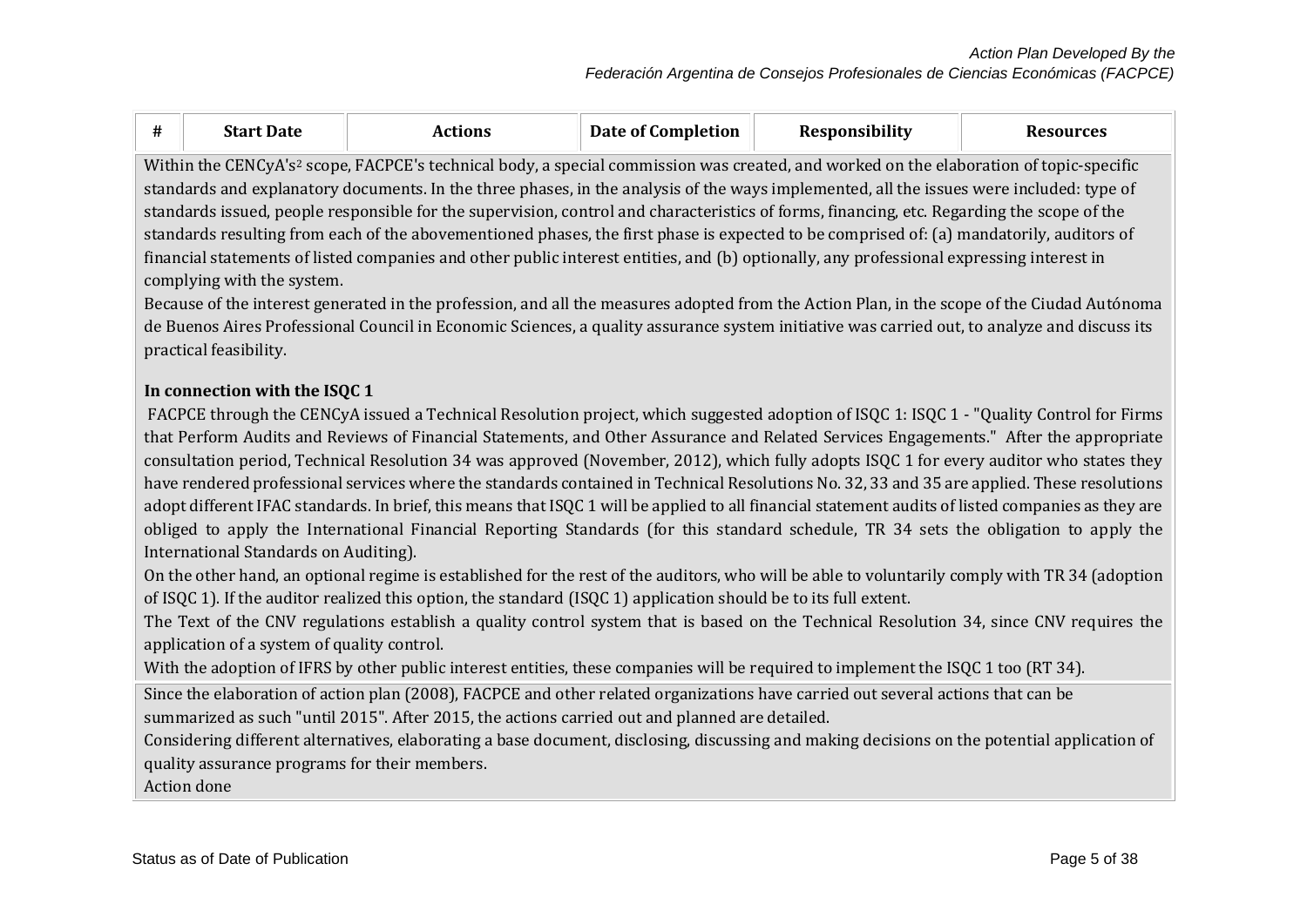| # | Start Date | Actions | Date of Completion | Responsibility | Resources |
|---|---|---|---|---|---|

Within the CENCyA's[2] scope, FACPCE's technical body, a special commission was created, and worked on the elaboration of topic-specific standards and explanatory documents. In the three phases, in the analysis of the ways implemented, all the issues were included: type of standards issued, people responsible for the supervision, control and characteristics of forms, financing, etc. Regarding the scope of the standards resulting from each of the abovementioned phases, the first phase is expected to be comprised of: (a) mandatorily, auditors of financial statements of listed companies and other public interest entities, and (b) optionally, any professional expressing interest in complying with the system.

Because of the interest generated in the profession, and all the measures adopted from the Action Plan, in the scope of the Ciudad Autónoma de Buenos Aires Professional Council in Economic Sciences, a quality assurance system initiative was carried out, to analyze and discuss its practical feasibility.

**In connection with the ISQC 1**

FACPCE through the CENCyA issued a Technical Resolution project, which suggested adoption of ISQC 1: ISQC 1 - "Quality Control for Firms that Perform Audits and Reviews of Financial Statements, and Other Assurance and Related Services Engagements." After the appropriate consultation period, Technical Resolution 34 was approved (November, 2012), which fully adopts ISQC 1 for every auditor who states they have rendered professional services where the standards contained in Technical Resolutions No. 32, 33 and 35 are applied. These resolutions adopt different IFAC standards. In brief, this means that ISQC 1 will be applied to all financial statement audits of listed companies as they are obliged to apply the International Financial Reporting Standards (for this standard schedule, TR 34 sets the obligation to apply the International Standards on Auditing).

On the other hand, an optional regime is established for the rest of the auditors, who will be able to voluntarily comply with TR 34 (adoption of ISQC 1). If the auditor realized this option, the standard (ISQC 1) application should be to its full extent.

The Text of the CNV regulations establish a quality control system that is based on the Technical Resolution 34, since CNV requires the application of a system of quality control.

With the adoption of IFRS by other public interest entities, these companies will be required to implement the ISQC 1 too (RT 34).

Since the elaboration of action plan (2008), FACPCE and other related organizations have carried out several actions that can be summarized as such "until 2015". After 2015, the actions carried out and planned are detailed.

Considering different alternatives, elaborating a base document, disclosing, discussing and making decisions on the potential application of quality assurance programs for their members.

Action done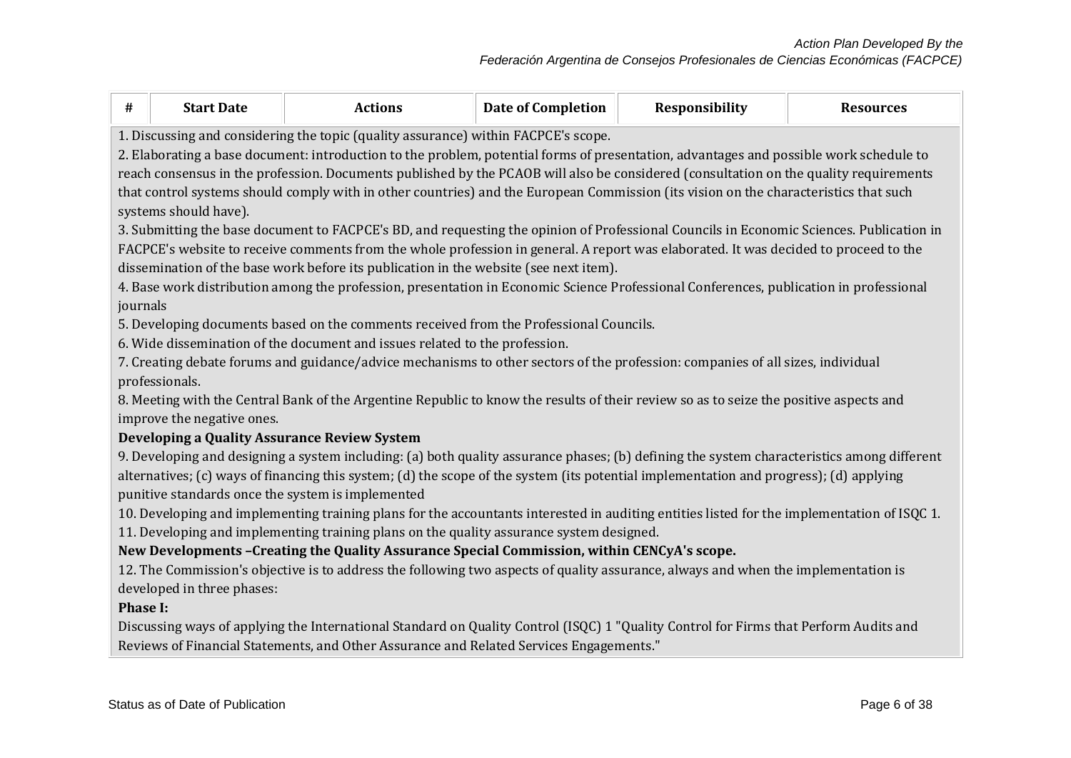| # | Start Date | Actions | Date of Completion | Responsibility | Resources |
|---|---|---|---|---|---|

1. Discussing and considering the topic (quality assurance) within FACPCE's scope.

2. Elaborating a base document: introduction to the problem, potential forms of presentation, advantages and possible work schedule to reach consensus in the profession. Documents published by the PCAOB will also be considered (consultation on the quality requirements that control systems should comply with in other countries) and the European Commission (its vision on the characteristics that such systems should have).

3. Submitting the base document to FACPCE's BD, and requesting the opinion of Professional Councils in Economic Sciences. Publication in FACPCE's website to receive comments from the whole profession in general. A report was elaborated. It was decided to proceed to the dissemination of the base work before its publication in the website (see next item).

4. Base work distribution among the profession, presentation in Economic Science Professional Conferences, publication in professional journals

5. Developing documents based on the comments received from the Professional Councils.

6. Wide dissemination of the document and issues related to the profession.

7. Creating debate forums and guidance/advice mechanisms to other sectors of the profession: companies of all sizes, individual professionals.

8. Meeting with the Central Bank of the Argentine Republic to know the results of their review so as to seize the positive aspects and improve the negative ones.

**Developing a Quality Assurance Review System**

9. Developing and designing a system including: (a) both quality assurance phases; (b) defining the system characteristics among different alternatives; (c) ways of financing this system; (d) the scope of the system (its potential implementation and progress); (d) applying punitive standards once the system is implemented

10. Developing and implementing training plans for the accountants interested in auditing entities listed for the implementation of ISQC 1.

11. Developing and implementing training plans on the quality assurance system designed.

**New Developments –Creating the Quality Assurance Special Commission, within CENCyA's scope.**

12. The Commission's objective is to address the following two aspects of quality assurance, always and when the implementation is developed in three phases:

**Phase I:**

Discussing ways of applying the International Standard on Quality Control (ISQC) 1 "Quality Control for Firms that Perform Audits and Reviews of Financial Statements, and Other Assurance and Related Services Engagements."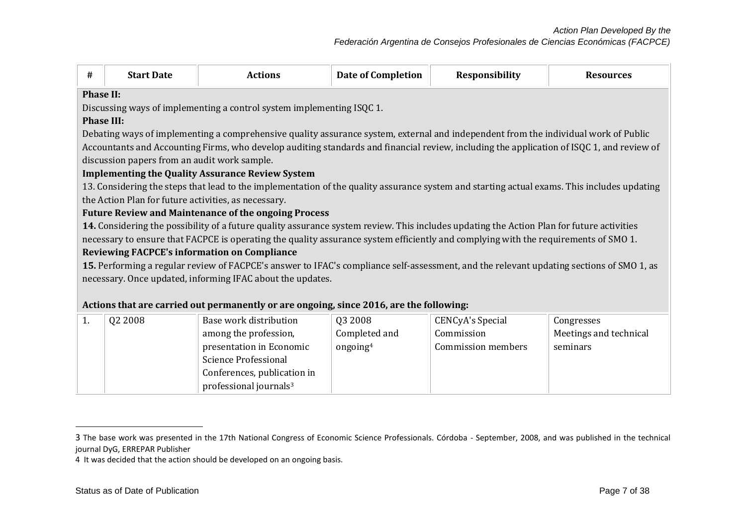| # | Start Date | Actions | Date of Completion | Responsibility | Resources |
|---|---|---|---|---|---|

**Phase II:**

Discussing ways of implementing a control system implementing ISQC 1.

**Phase III:**

Debating ways of implementing a comprehensive quality assurance system, external and independent from the individual work of Public Accountants and Accounting Firms, who develop auditing standards and financial review, including the application of ISQC 1, and review of discussion papers from an audit work sample.

**Implementing the Quality Assurance Review System**

13. Considering the steps that lead to the implementation of the quality assurance system and starting actual exams. This includes updating the Action Plan for future activities, as necessary.

**Future Review and Maintenance of the ongoing Process**

**14.** Considering the possibility of a future quality assurance system review. This includes updating the Action Plan for future activities necessary to ensure that FACPCE is operating the quality assurance system efficiently and complying with the requirements of SMO 1.

**Reviewing FACPCE's information on Compliance**

**15.** Performing a regular review of FACPCE's answer to IFAC's compliance self-assessment, and the relevant updating sections of SMO 1, as necessary. Once updated, informing IFAC about the updates.

**Actions that are carried out permanently or are ongoing, since 2016, are the following:**

| # | Start Date | Actions | Date of Completion | Responsibility | Resources |
|---|---|---|---|---|---|
| 1. | Q2 2008 | Base work distribution among the profession, presentation in Economic Science Professional Conferences, publication in professional journals[3] | Q3 2008 Completed and ongoing[4] | CENCyA's Special Commission Commission members | Congresses Meetings and technical seminars |

3 The base work was presented in the 17th National Congress of Economic Science Professionals. Córdoba - September, 2008, and was published in the technical journal DyG, ERREPAR Publisher

4 It was decided that the action should be developed on an ongoing basis.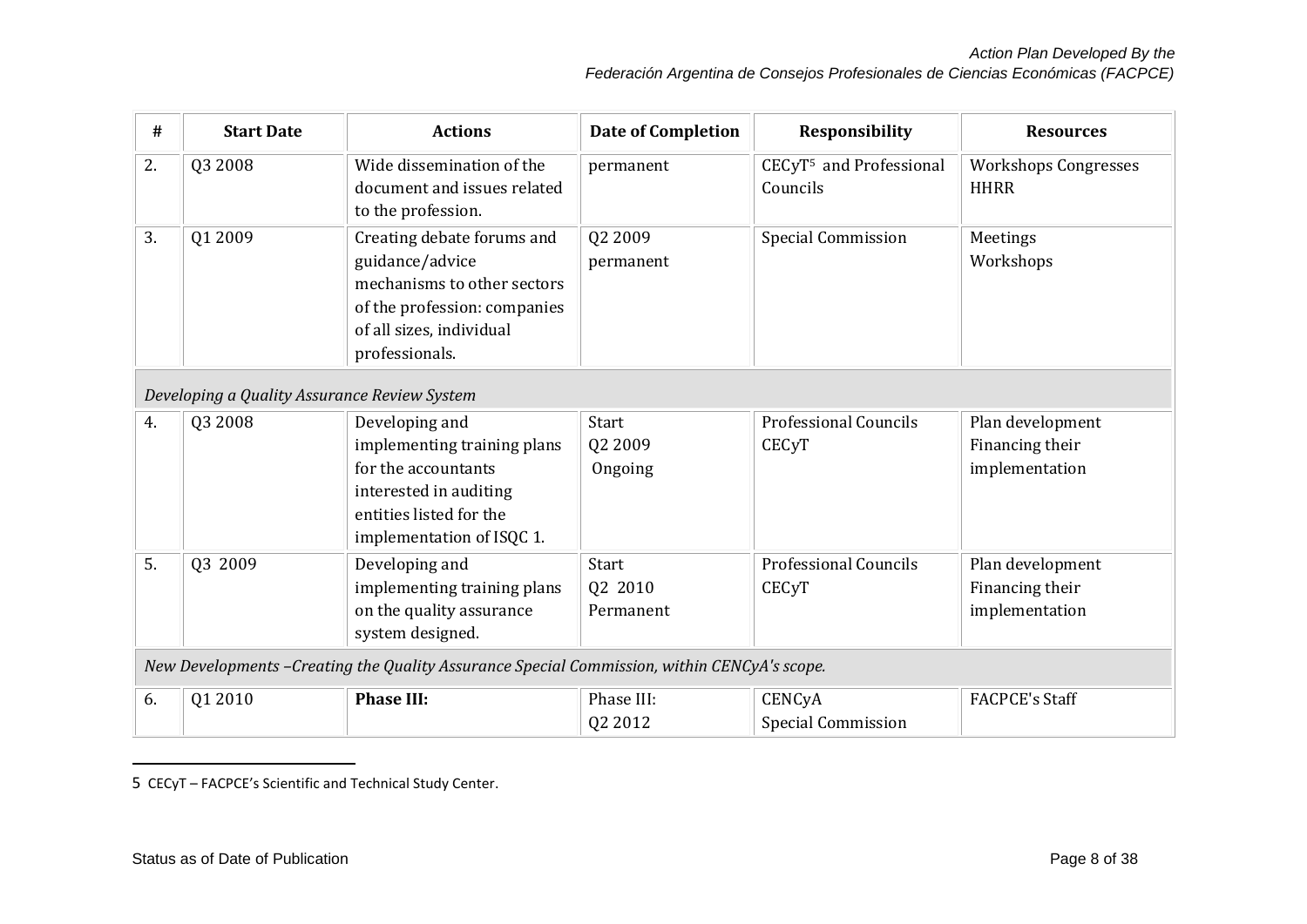| # | Start Date | Actions | Date of Completion | Responsibility | Resources |
|---|---|---|---|---|---|
| 2. | Q3 2008 | Wide dissemination of the document and issues related to the profession. | permanent | CECyT[5] and Professional Councils | Workshops Congresses HHRR |
| 3. | Q1 2009 | Creating debate forums and guidance/advice mechanisms to other sectors of the profession: companies of all sizes, individual professionals. | Q2 2009 permanent | Special Commission | Meetings Workshops |
| *Developing a Quality Assurance Review System* | | | | | |
| 4. | Q3 2008 | Developing and implementing training plans for the accountants interested in auditing entities listed for the implementation of ISQC 1. | Start Q2 2009 Ongoing | Professional Councils CECyT | Plan development Financing their implementation |
| 5. | Q3 2009 | Developing and implementing training plans on the quality assurance system designed. | Start Q2 2010 Permanent | Professional Councils CECyT | Plan development Financing their implementation |
| *New Developments –Creating the Quality Assurance Special Commission, within CENCyA's scope.* | | | | | |
| 6. | Q1 2010 | **Phase III:** | Phase III: Q2 2012 | CENCyA Special Commission | FACPCE's Staff |

5 CECyT – FACPCE's Scientific and Technical Study Center.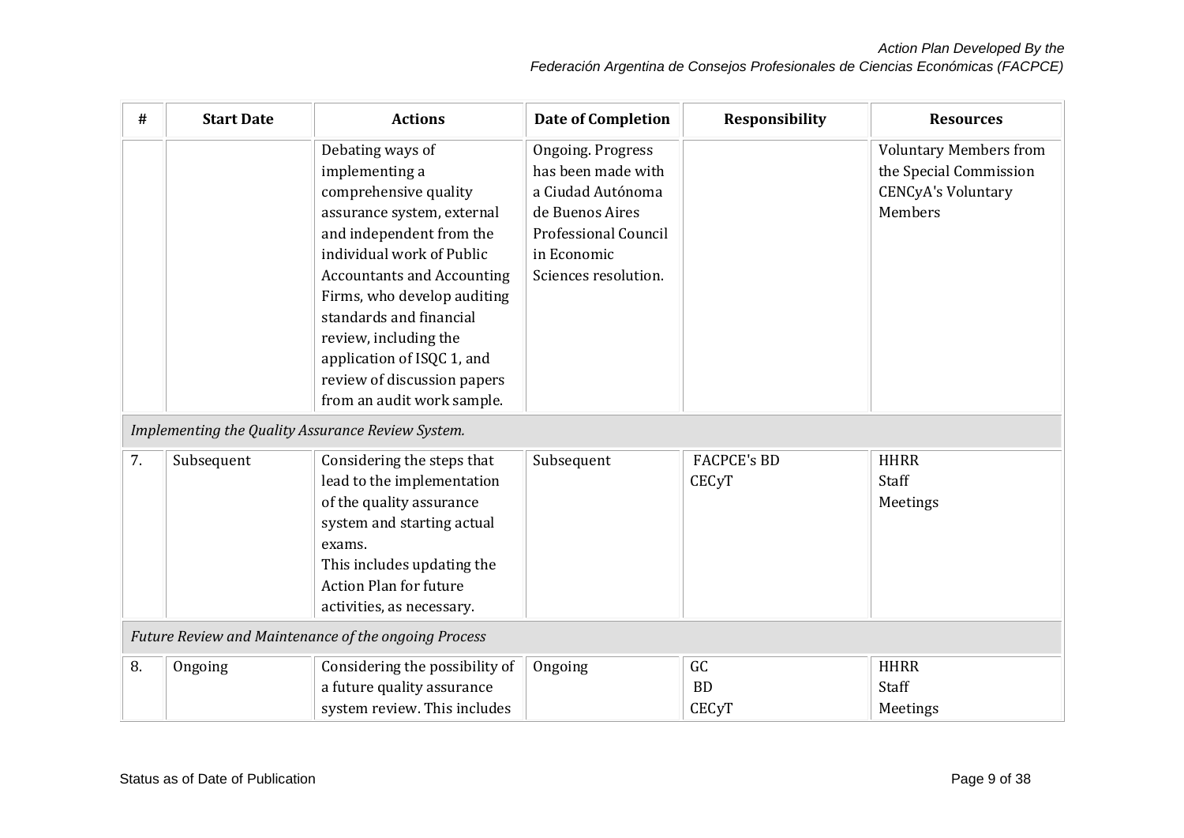| # | Start Date | Actions | Date of Completion | Responsibility | Resources |
|---|---|---|---|---|---|
| | | Debating ways of implementing a comprehensive quality assurance system, external and independent from the individual work of Public Accountants and Accounting Firms, who develop auditing standards and financial review, including the application of ISQC 1, and review of discussion papers from an audit work sample. | Ongoing. Progress has been made with a Ciudad Autónoma de Buenos Aires Professional Council in Economic Sciences resolution. | | Voluntary Members from the Special Commission CENCyA's Voluntary Members |
| *Implementing the Quality Assurance Review System.* | | | | | |
| 7. | Subsequent | Considering the steps that lead to the implementation of the quality assurance system and starting actual exams. This includes updating the Action Plan for future activities, as necessary. | Subsequent | FACPCE's BD CECyT | HHRR Staff Meetings |
| *Future Review and Maintenance of the ongoing Process* | | | | | |
| 8. | Ongoing | Considering the possibility of a future quality assurance system review. This includes | Ongoing | GC BD CECyT | HHRR Staff Meetings |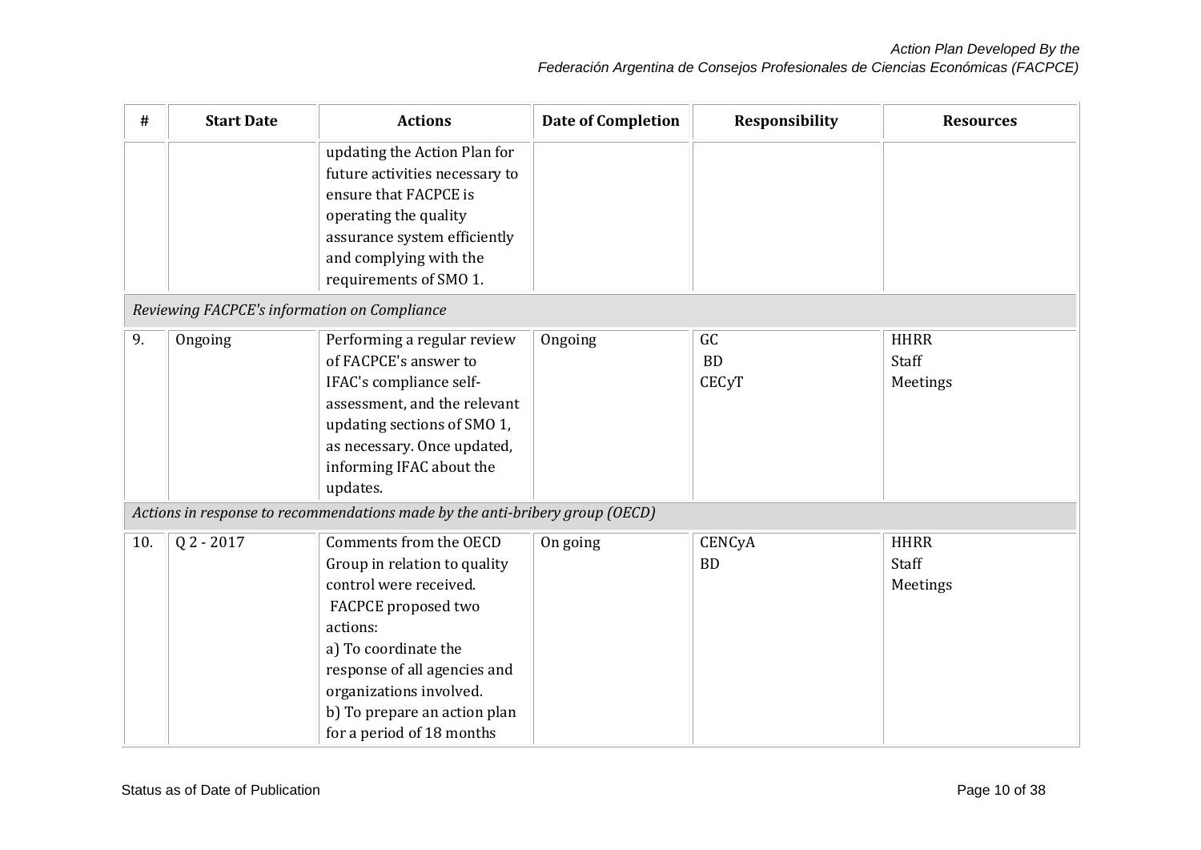| # | Start Date | Actions | Date of Completion | Responsibility | Resources |
|---|---|---|---|---|---|
| | | updating the Action Plan for future activities necessary to ensure that FACPCE is operating the quality assurance system efficiently and complying with the requirements of SMO 1. | | | |
| *Reviewing FACPCE's information on Compliance* | | | | | |
| 9. | Ongoing | Performing a regular review of FACPCE's answer to IFAC's compliance self-assessment, and the relevant updating sections of SMO 1, as necessary. Once updated, informing IFAC about the updates. | Ongoing | GC<br>BD<br>CECyT | HHRR<br>Staff<br>Meetings |
| *Actions in response to recommendations made by the anti-bribery group (OECD)* | | | | | |
| 10. | Q 2 - 2017 | Comments from the OECD Group in relation to quality control were received.<br>FACPCE proposed two actions:<br>a) To coordinate the response of all agencies and organizations involved.<br>b) To prepare an action plan for a period of 18 months | On going | CENCyA<br>BD | HHRR<br>Staff<br>Meetings |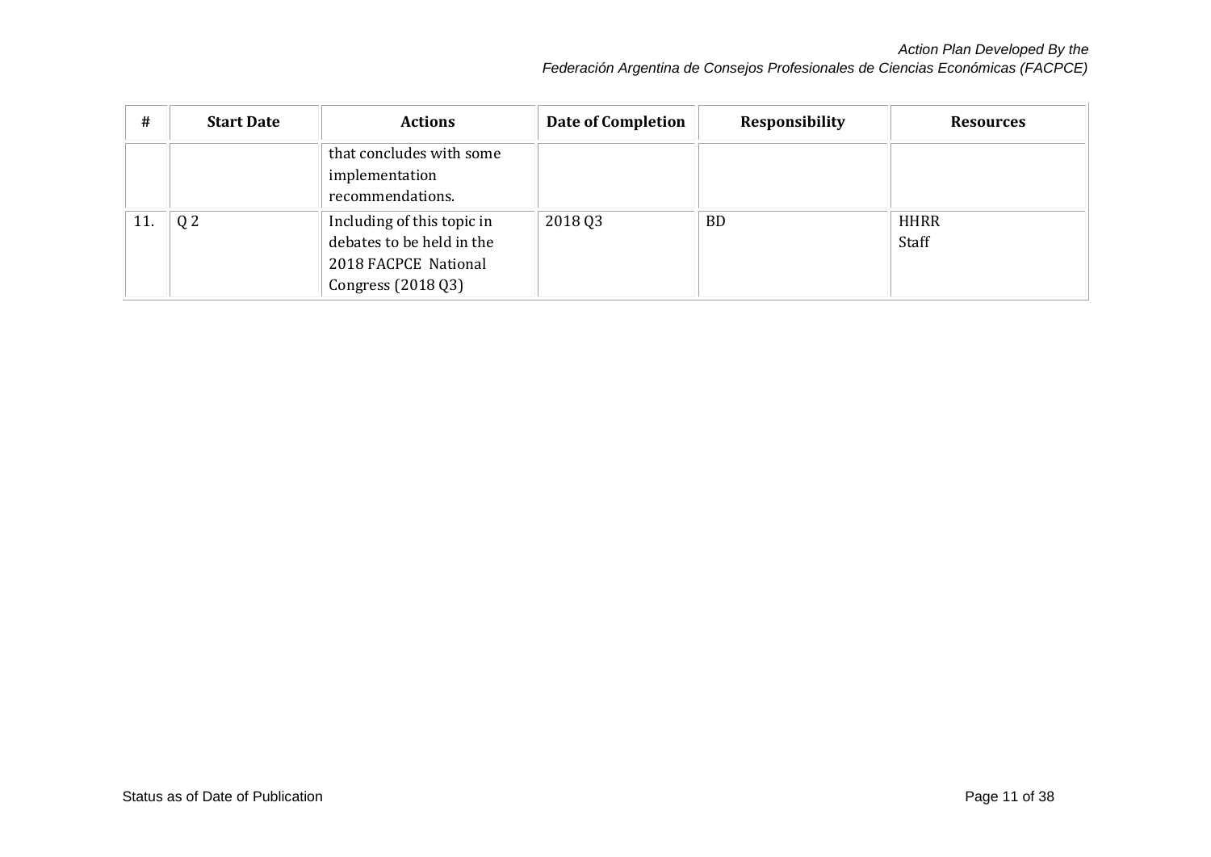| # | Start Date | Actions | Date of Completion | Responsibility | Resources |
|---|---|---|---|---|---|
| | | that concludes with some implementation recommendations. | | | |
| 11. | Q 2 | Including of this topic in debates to be held in the 2018 FACPCE National Congress (2018 Q3) | 2018 Q3 | BD | HHRR<br>Staff |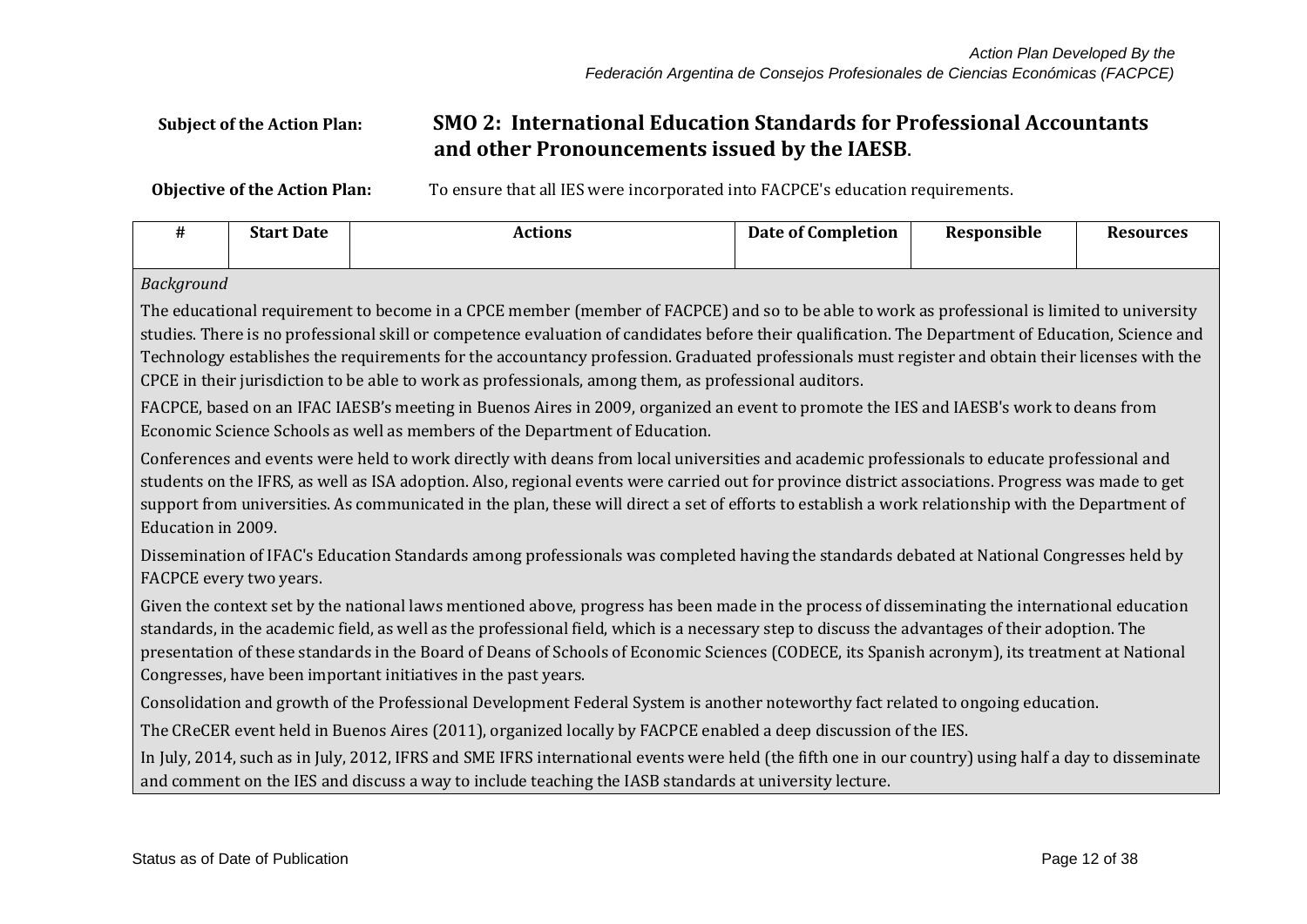*Action Plan Developed By the*
*Federación Argentina de Consejos Profesionales de Ciencias Económicas (FACPCE)*

**Subject of the Action Plan:** **SMO 2: International Education Standards for Professional Accountants and other Pronouncements issued by the IAESB**.

**Objective of the Action Plan:** To ensure that all IES were incorporated into FACPCE's education requirements.

| # | Start Date | Actions | Date of Completion | Responsible | Resources |
|---|---|---|---|---|---|

*Background*

The educational requirement to become in a CPCE member (member of FACPCE) and so to be able to work as professional is limited to university studies. There is no professional skill or competence evaluation of candidates before their qualification. The Department of Education, Science and Technology establishes the requirements for the accountancy profession. Graduated professionals must register and obtain their licenses with the CPCE in their jurisdiction to be able to work as professionals, among them, as professional auditors.

FACPCE, based on an IFAC IAESB's meeting in Buenos Aires in 2009, organized an event to promote the IES and IAESB's work to deans from Economic Science Schools as well as members of the Department of Education.

Conferences and events were held to work directly with deans from local universities and academic professionals to educate professional and students on the IFRS, as well as ISA adoption. Also, regional events were carried out for province district associations. Progress was made to get support from universities. As communicated in the plan, these will direct a set of efforts to establish a work relationship with the Department of Education in 2009.

Dissemination of IFAC's Education Standards among professionals was completed having the standards debated at National Congresses held by FACPCE every two years.

Given the context set by the national laws mentioned above, progress has been made in the process of disseminating the international education standards, in the academic field, as well as the professional field, which is a necessary step to discuss the advantages of their adoption. The presentation of these standards in the Board of Deans of Schools of Economic Sciences (CODECE, its Spanish acronym), its treatment at National Congresses, have been important initiatives in the past years.

Consolidation and growth of the Professional Development Federal System is another noteworthy fact related to ongoing education.

The CReCER event held in Buenos Aires (2011), organized locally by FACPCE enabled a deep discussion of the IES.

In July, 2014, such as in July, 2012, IFRS and SME IFRS international events were held (the fifth one in our country) using half a day to disseminate and comment on the IES and discuss a way to include teaching the IASB standards at university lecture.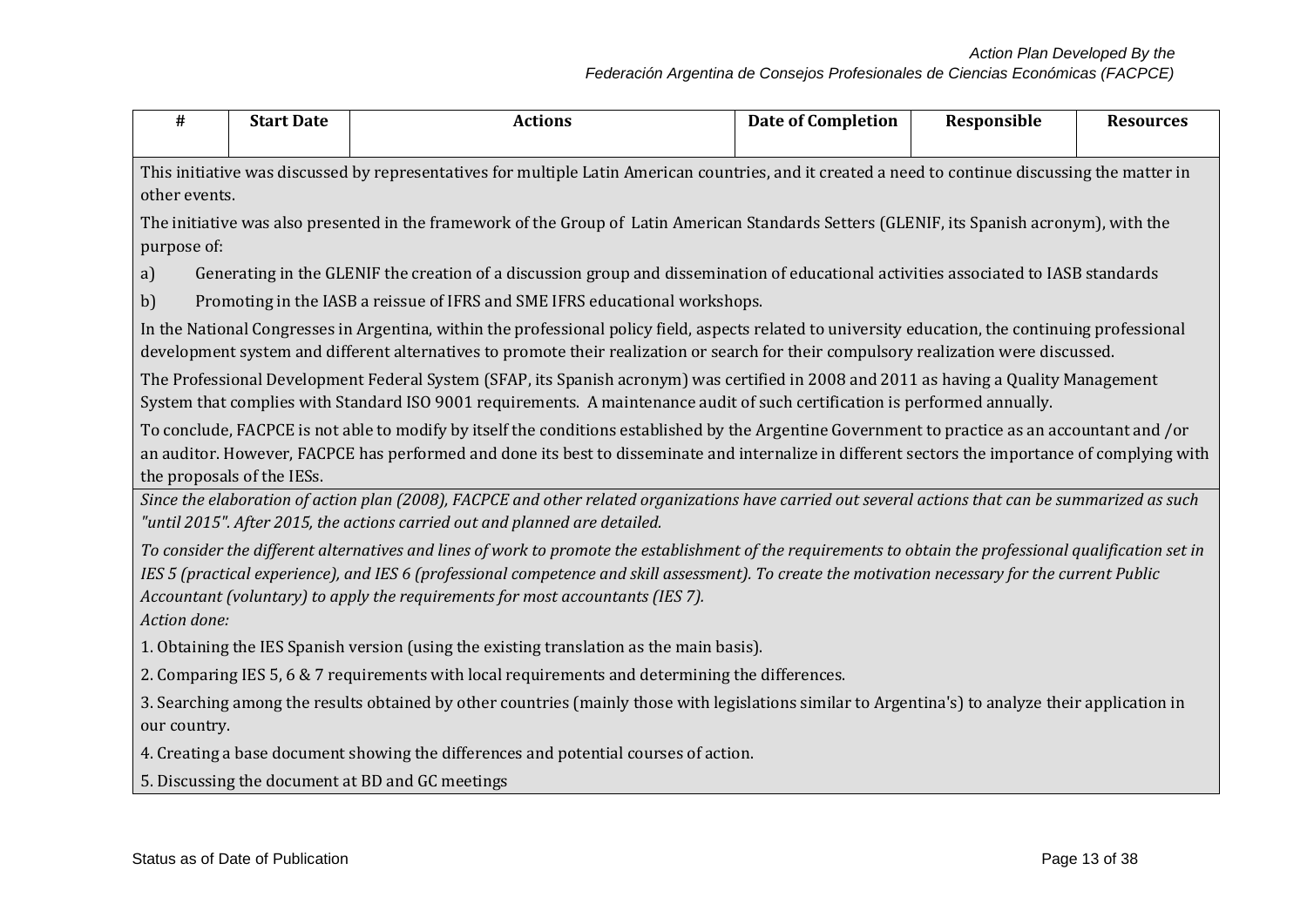| # | Start Date | Actions | Date of Completion | Responsible | Resources |
|---|---|---|---|---|---|

This initiative was discussed by representatives for multiple Latin American countries, and it created a need to continue discussing the matter in other events.

The initiative was also presented in the framework of the Group of Latin American Standards Setters (GLENIF, its Spanish acronym), with the purpose of:

a) Generating in the GLENIF the creation of a discussion group and dissemination of educational activities associated to IASB standards

b) Promoting in the IASB a reissue of IFRS and SME IFRS educational workshops.

In the National Congresses in Argentina, within the professional policy field, aspects related to university education, the continuing professional development system and different alternatives to promote their realization or search for their compulsory realization were discussed.

The Professional Development Federal System (SFAP, its Spanish acronym) was certified in 2008 and 2011 as having a Quality Management System that complies with Standard ISO 9001 requirements. A maintenance audit of such certification is performed annually.

To conclude, FACPCE is not able to modify by itself the conditions established by the Argentine Government to practice as an accountant and /or an auditor. However, FACPCE has performed and done its best to disseminate and internalize in different sectors the importance of complying with the proposals of the IESs.

*Since the elaboration of action plan (2008), FACPCE and other related organizations have carried out several actions that can be summarized as such "until 2015". After 2015, the actions carried out and planned are detailed.*

*To consider the different alternatives and lines of work to promote the establishment of the requirements to obtain the professional qualification set in IES 5 (practical experience), and IES 6 (professional competence and skill assessment). To create the motivation necessary for the current Public Accountant (voluntary) to apply the requirements for most accountants (IES 7).*

*Action done:*

1. Obtaining the IES Spanish version (using the existing translation as the main basis).

2. Comparing IES 5, 6 & 7 requirements with local requirements and determining the differences.

3. Searching among the results obtained by other countries (mainly those with legislations similar to Argentina's) to analyze their application in our country.

4. Creating a base document showing the differences and potential courses of action.

5. Discussing the document at BD and GC meetings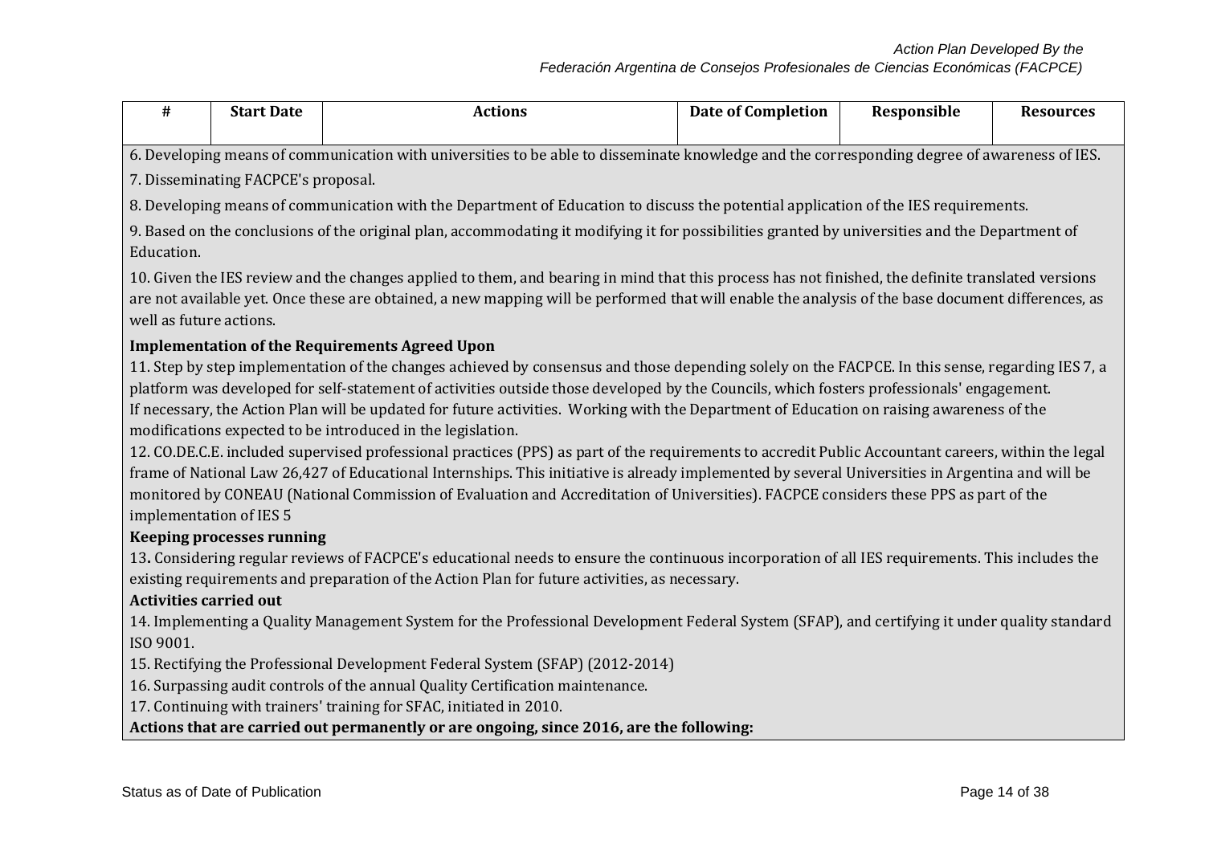| # | Start Date | Actions | Date of Completion | Responsible | Resources |
|---|---|---|---|---|---|

6. Developing means of communication with universities to be able to disseminate knowledge and the corresponding degree of awareness of IES.

7. Disseminating FACPCE's proposal.

8. Developing means of communication with the Department of Education to discuss the potential application of the IES requirements.

9. Based on the conclusions of the original plan, accommodating it modifying it for possibilities granted by universities and the Department of Education.

10. Given the IES review and the changes applied to them, and bearing in mind that this process has not finished, the definite translated versions are not available yet. Once these are obtained, a new mapping will be performed that will enable the analysis of the base document differences, as well as future actions.

**Implementation of the Requirements Agreed Upon**

11. Step by step implementation of the changes achieved by consensus and those depending solely on the FACPCE. In this sense, regarding IES 7, a platform was developed for self-statement of activities outside those developed by the Councils, which fosters professionals' engagement.
If necessary, the Action Plan will be updated for future activities. Working with the Department of Education on raising awareness of the modifications expected to be introduced in the legislation.

12. CO.DE.C.E. included supervised professional practices (PPS) as part of the requirements to accredit Public Accountant careers, within the legal frame of National Law 26,427 of Educational Internships. This initiative is already implemented by several Universities in Argentina and will be monitored by CONEAU (National Commission of Evaluation and Accreditation of Universities). FACPCE considers these PPS as part of the implementation of IES 5

**Keeping processes running**

13**.** Considering regular reviews of FACPCE's educational needs to ensure the continuous incorporation of all IES requirements. This includes the existing requirements and preparation of the Action Plan for future activities, as necessary.

**Activities carried out**

14. Implementing a Quality Management System for the Professional Development Federal System (SFAP), and certifying it under quality standard ISO 9001.

15. Rectifying the Professional Development Federal System (SFAP) (2012-2014)

16. Surpassing audit controls of the annual Quality Certification maintenance.

17. Continuing with trainers' training for SFAC, initiated in 2010.

**Actions that are carried out permanently or are ongoing, since 2016, are the following:**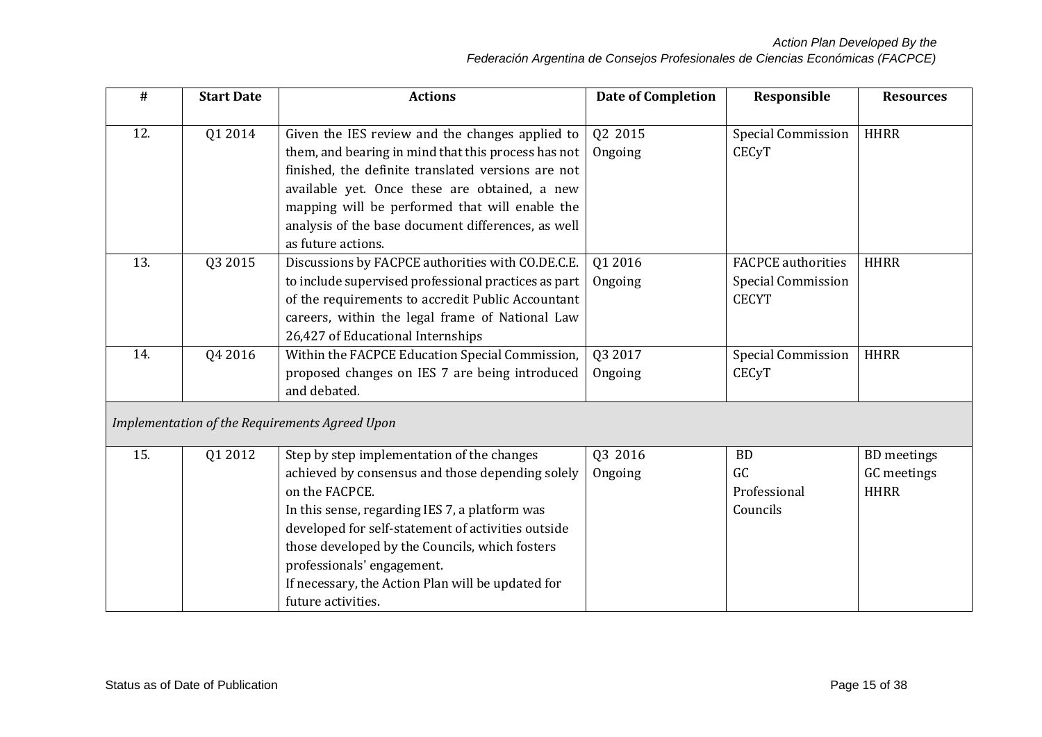| # | Start Date | Actions | Date of Completion | Responsible | Resources |
|---|---|---|---|---|---|
| 12. | Q1 2014 | Given the IES review and the changes applied to them, and bearing in mind that this process has not finished, the definite translated versions are not available yet. Once these are obtained, a new mapping will be performed that will enable the analysis of the base document differences, as well as future actions. | Q2 2015<br>Ongoing | Special Commission CECyT | HHRR |
| 13. | Q3 2015 | Discussions by FACPCE authorities with CO.DE.C.E. to include supervised professional practices as part of the requirements to accredit Public Accountant careers, within the legal frame of National Law 26,427 of Educational Internships | Q1 2016<br>Ongoing | FACPCE authorities<br>Special Commission CECYT | HHRR |
| 14. | Q4 2016 | Within the FACPCE Education Special Commission, proposed changes on IES 7 are being introduced and debated. | Q3 2017<br>Ongoing | Special Commission CECyT | HHRR |
| *Implementation of the Requirements Agreed Upon* | | | | | |
| 15. | Q1 2012 | Step by step implementation of the changes achieved by consensus and those depending solely on the FACPCE.<br>In this sense, regarding IES 7, a platform was developed for self-statement of activities outside those developed by the Councils, which fosters professionals' engagement.<br>If necessary, the Action Plan will be updated for future activities. | Q3 2016<br>Ongoing | BD<br>GC<br>Professional Councils | BD meetings<br>GC meetings<br>HHRR |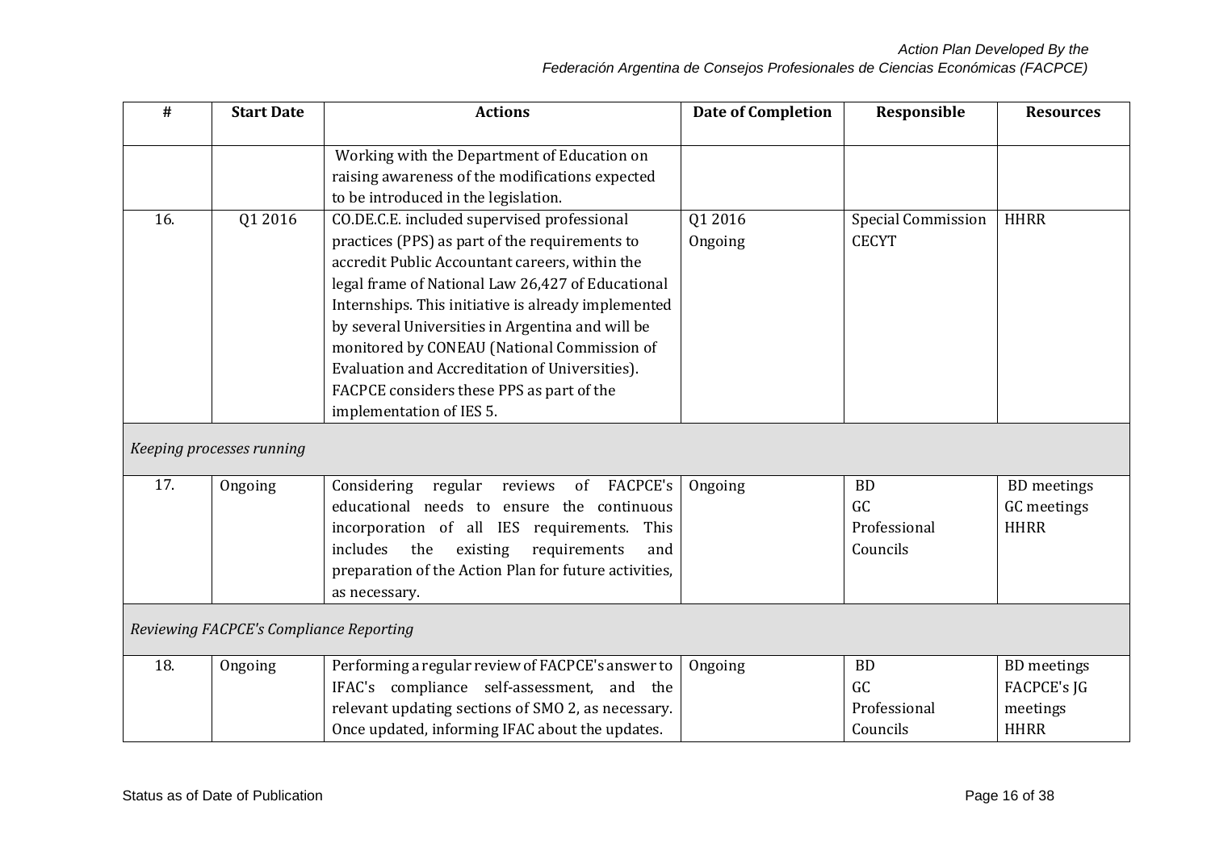| # | Start Date | Actions | Date of Completion | Responsible | Resources |
|---|---|---|---|---|---|
| | | Working with the Department of Education on raising awareness of the modifications expected to be introduced in the legislation. | | | |
| 16. | Q1 2016 | CO.DE.C.E. included supervised professional practices (PPS) as part of the requirements to accredit Public Accountant careers, within the legal frame of National Law 26,427 of Educational Internships. This initiative is already implemented by several Universities in Argentina and will be monitored by CONEAU (National Commission of Evaluation and Accreditation of Universities). FACPCE considers these PPS as part of the implementation of IES 5. | Q1 2016<br>Ongoing | Special Commission<br>CECYT | HHRR |
| *Keeping processes running* | | | | | |
| 17. | Ongoing | Considering regular reviews of FACPCE's educational needs to ensure the continuous incorporation of all IES requirements. This includes the existing requirements and preparation of the Action Plan for future activities, as necessary. | Ongoing | BD<br>GC<br>Professional Councils | BD meetings<br>GC meetings<br>HHRR |
| *Reviewing FACPCE's Compliance Reporting* | | | | | |
| 18. | Ongoing | Performing a regular review of FACPCE's answer to IFAC's compliance self-assessment, and the relevant updating sections of SMO 2, as necessary. Once updated, informing IFAC about the updates. | Ongoing | BD<br>GC<br>Professional Councils | BD meetings<br>FACPCE's JG meetings<br>HHRR |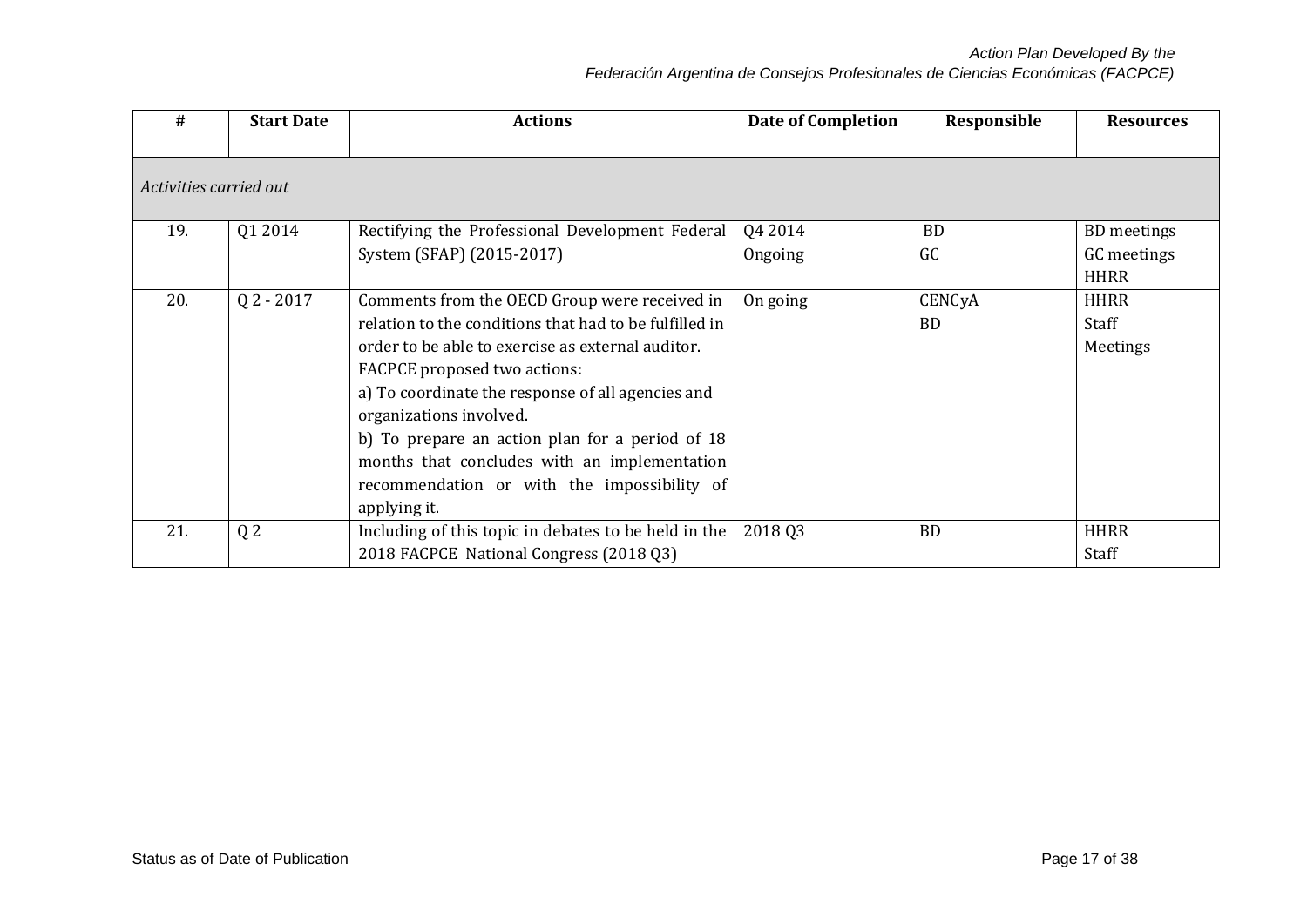| # | Start Date | Actions | Date of Completion | Responsible | Resources |
|---|---|---|---|---|---|
| *Activities carried out* | | | | | |
| 19. | Q1 2014 | Rectifying the Professional Development Federal System (SFAP) (2015-2017) | Q4 2014<br>Ongoing | BD<br>GC | BD meetings<br>GC meetings<br>HHRR |
| 20. | Q 2 - 2017 | Comments from the OECD Group were received in relation to the conditions that had to be fulfilled in order to be able to exercise as external auditor.<br>FACPCE proposed two actions:<br>a) To coordinate the response of all agencies and organizations involved.<br>b) To prepare an action plan for a period of 18 months that concludes with an implementation recommendation or with the impossibility of applying it. | On going | CENCyA<br>BD | HHRR<br>Staff<br>Meetings |
| 21. | Q 2 | Including of this topic in debates to be held in the 2018 FACPCE National Congress (2018 Q3) | 2018 Q3 | BD | HHRR<br>Staff |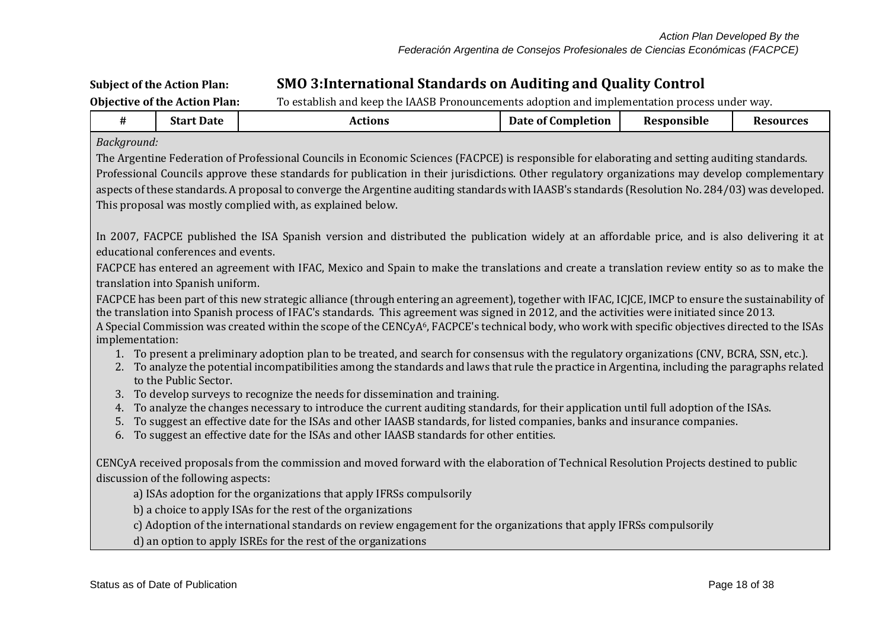**Subject of the Action Plan:** **SMO 3:International Standards on Auditing and Quality Control**

**Objective of the Action Plan:** To establish and keep the IAASB Pronouncements adoption and implementation process under way.

| # | Start Date | Actions | Date of Completion | Responsible | Resources |
|---|---|---|---|---|---|

*Background:*

The Argentine Federation of Professional Councils in Economic Sciences (FACPCE) is responsible for elaborating and setting auditing standards. Professional Councils approve these standards for publication in their jurisdictions. Other regulatory organizations may develop complementary aspects of these standards. A proposal to converge the Argentine auditing standards with IAASB's standards (Resolution No. 284/03) was developed. This proposal was mostly complied with, as explained below.

In 2007, FACPCE published the ISA Spanish version and distributed the publication widely at an affordable price, and is also delivering it at educational conferences and events.

FACPCE has entered an agreement with IFAC, Mexico and Spain to make the translations and create a translation review entity so as to make the translation into Spanish uniform.

FACPCE has been part of this new strategic alliance (through entering an agreement), together with IFAC, ICJCE, IMCP to ensure the sustainability of the translation into Spanish process of IFAC's standards. This agreement was signed in 2012, and the activities were initiated since 2013.

A Special Commission was created within the scope of the CENCyA[6], FACPCE's technical body, who work with specific objectives directed to the ISAs implementation:

1. To present a preliminary adoption plan to be treated, and search for consensus with the regulatory organizations (CNV, BCRA, SSN, etc.).
2. To analyze the potential incompatibilities among the standards and laws that rule the practice in Argentina, including the paragraphs related to the Public Sector.
3. To develop surveys to recognize the needs for dissemination and training.
4. To analyze the changes necessary to introduce the current auditing standards, for their application until full adoption of the ISAs.
5. To suggest an effective date for the ISAs and other IAASB standards, for listed companies, banks and insurance companies.
6. To suggest an effective date for the ISAs and other IAASB standards for other entities.

CENCyA received proposals from the commission and moved forward with the elaboration of Technical Resolution Projects destined to public discussion of the following aspects:

a) ISAs adoption for the organizations that apply IFRSs compulsorily

b) a choice to apply ISAs for the rest of the organizations

c) Adoption of the international standards on review engagement for the organizations that apply IFRSs compulsorily

d) an option to apply ISREs for the rest of the organizations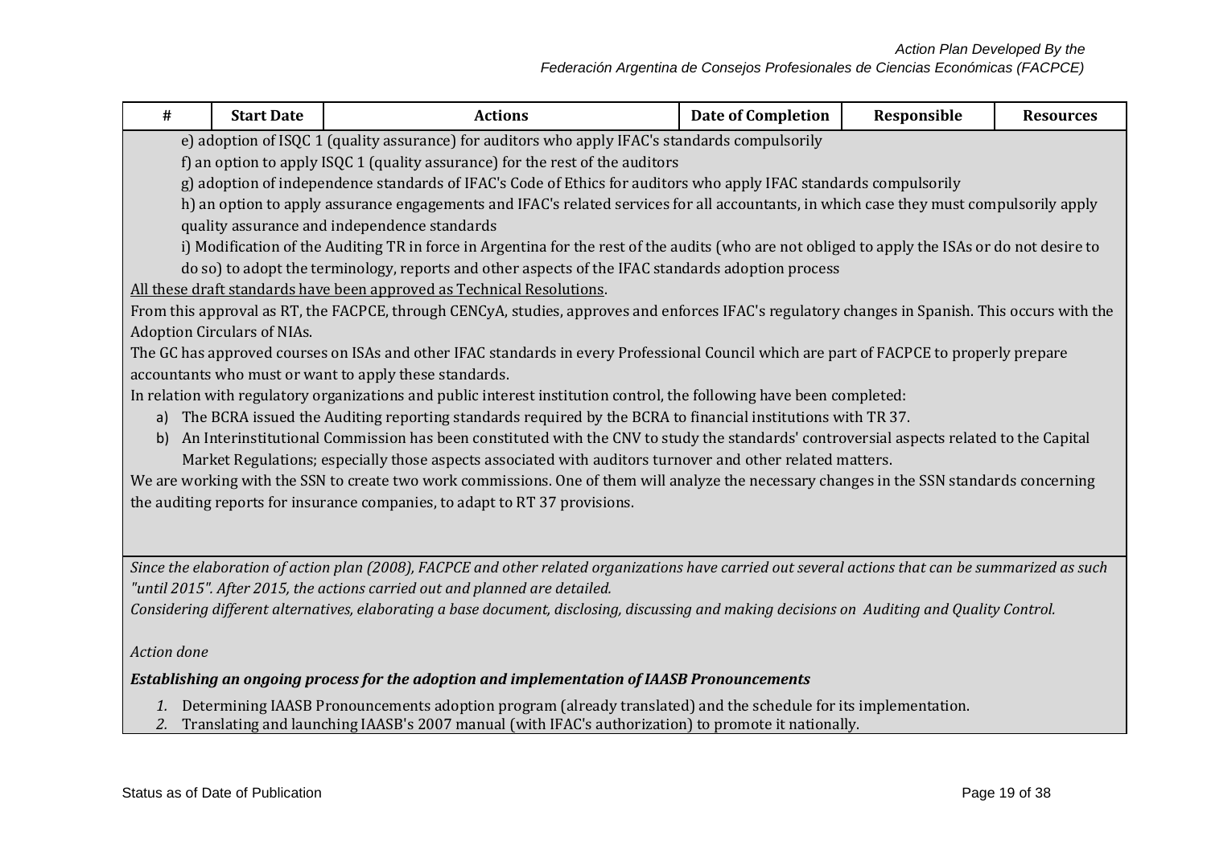| # | Start Date | Actions | Date of Completion | Responsible | Resources |
|---|---|---|---|---|---|

e) adoption of ISQC 1 (quality assurance) for auditors who apply IFAC's standards compulsorily

f) an option to apply ISQC 1 (quality assurance) for the rest of the auditors

g) adoption of independence standards of IFAC's Code of Ethics for auditors who apply IFAC standards compulsorily

h) an option to apply assurance engagements and IFAC's related services for all accountants, in which case they must compulsorily apply quality assurance and independence standards

i) Modification of the Auditing TR in force in Argentina for the rest of the audits (who are not obliged to apply the ISAs or do not desire to do so) to adopt the terminology, reports and other aspects of the IFAC standards adoption process

<u>All these draft standards have been approved as Technical Resolutions</u>.

From this approval as RT, the FACPCE, through CENCyA, studies, approves and enforces IFAC's regulatory changes in Spanish. This occurs with the Adoption Circulars of NIAs.

The GC has approved courses on ISAs and other IFAC standards in every Professional Council which are part of FACPCE to properly prepare accountants who must or want to apply these standards.

In relation with regulatory organizations and public interest institution control, the following have been completed:

a) The BCRA issued the Auditing reporting standards required by the BCRA to financial institutions with TR 37.
b) An Interinstitutional Commission has been constituted with the CNV to study the standards' controversial aspects related to the Capital Market Regulations; especially those aspects associated with auditors turnover and other related matters.

We are working with the SSN to create two work commissions. One of them will analyze the necessary changes in the SSN standards concerning the auditing reports for insurance companies, to adapt to RT 37 provisions.

*Since the elaboration of action plan (2008), FACPCE and other related organizations have carried out several actions that can be summarized as such "until 2015". After 2015, the actions carried out and planned are detailed.*

*Considering different alternatives, elaborating a base document, disclosing, discussing and making decisions on Auditing and Quality Control.*

*Action done*

***Establishing an ongoing process for the adoption and implementation of IAASB Pronouncements***

1. Determining IAASB Pronouncements adoption program (already translated) and the schedule for its implementation.
2. Translating and launching IAASB's 2007 manual (with IFAC's authorization) to promote it nationally.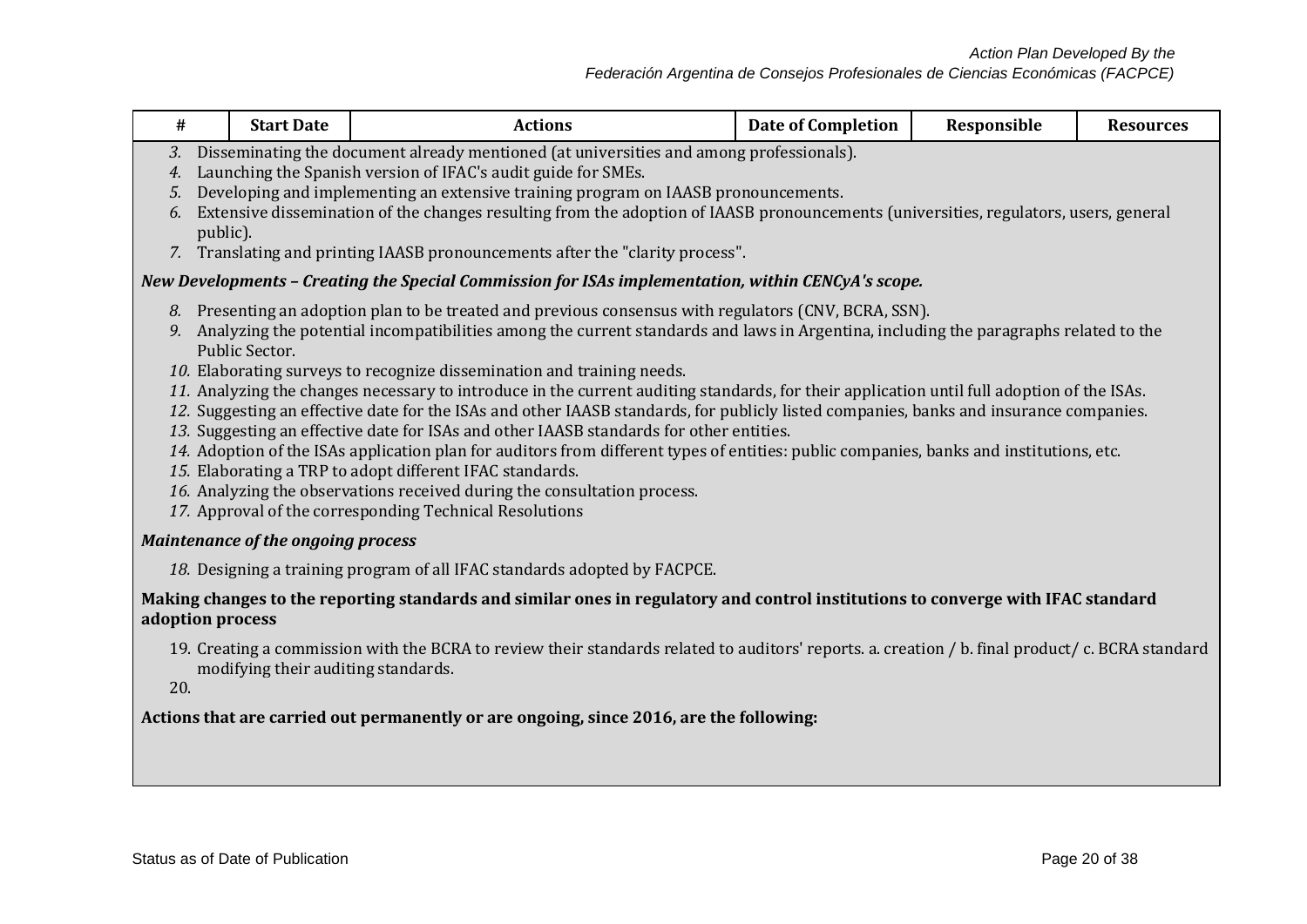| # | Start Date | Actions | Date of Completion | Responsible | Resources |
|---|---|---|---|---|---|

3. Disseminating the document already mentioned (at universities and among professionals).
4. Launching the Spanish version of IFAC's audit guide for SMEs.
5. Developing and implementing an extensive training program on IAASB pronouncements.
6. Extensive dissemination of the changes resulting from the adoption of IAASB pronouncements (universities, regulators, users, general public).
7. Translating and printing IAASB pronouncements after the "clarity process".

***New Developments – Creating the Special Commission for ISAs implementation, within CENCyA's scope.***

8. Presenting an adoption plan to be treated and previous consensus with regulators (CNV, BCRA, SSN).
9. Analyzing the potential incompatibilities among the current standards and laws in Argentina, including the paragraphs related to the Public Sector.
10. Elaborating surveys to recognize dissemination and training needs.
11. Analyzing the changes necessary to introduce in the current auditing standards, for their application until full adoption of the ISAs.
12. Suggesting an effective date for the ISAs and other IAASB standards, for publicly listed companies, banks and insurance companies.
13. Suggesting an effective date for ISAs and other IAASB standards for other entities.
14. Adoption of the ISAs application plan for auditors from different types of entities: public companies, banks and institutions, etc.
15. Elaborating a TRP to adopt different IFAC standards.
16. Analyzing the observations received during the consultation process.
17. Approval of the corresponding Technical Resolutions

***Maintenance of the ongoing process***

18. Designing a training program of all IFAC standards adopted by FACPCE.

**Making changes to the reporting standards and similar ones in regulatory and control institutions to converge with IFAC standard adoption process**

19. Creating a commission with the BCRA to review their standards related to auditors' reports. a. creation / b. final product/ c. BCRA standard modifying their auditing standards.
20.

**Actions that are carried out permanently or are ongoing, since 2016, are the following:**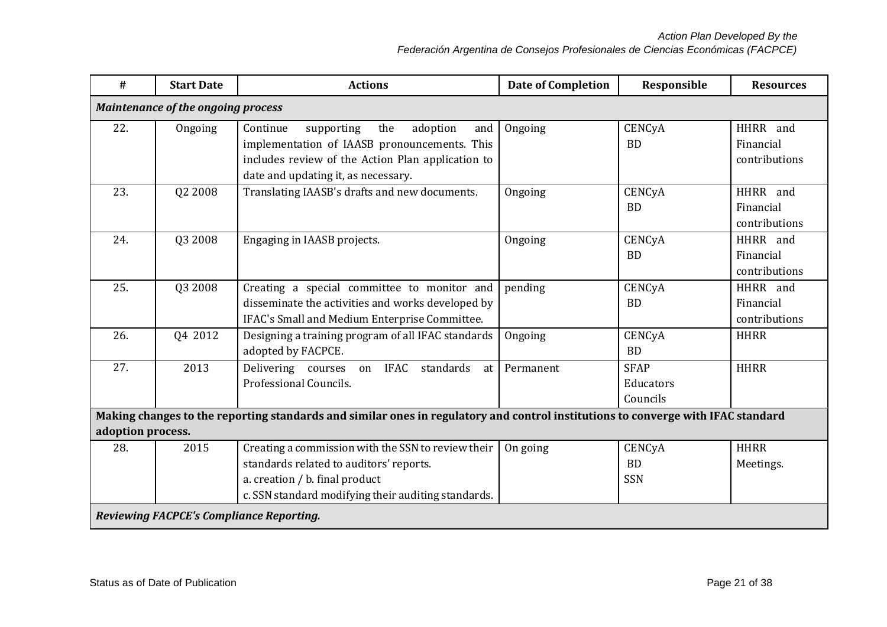| # | Start Date | Actions | Date of Completion | Responsible | Resources |
|---|---|---|---|---|---|
| ***Maintenance of the ongoing process*** | | | | | |
| 22. | Ongoing | Continue supporting the adoption and implementation of IAASB pronouncements. This includes review of the Action Plan application to date and updating it, as necessary. | Ongoing | CENCyA<br>BD | HHRR and Financial contributions |
| 23. | Q2 2008 | Translating IAASB's drafts and new documents. | Ongoing | CENCyA<br>BD | HHRR and Financial contributions |
| 24. | Q3 2008 | Engaging in IAASB projects. | Ongoing | CENCyA<br>BD | HHRR and Financial contributions |
| 25. | Q3 2008 | Creating a special committee to monitor and disseminate the activities and works developed by IFAC's Small and Medium Enterprise Committee. | pending | CENCyA<br>BD | HHRR and Financial contributions |
| 26. | Q4 2012 | Designing a training program of all IFAC standards adopted by FACPCE. | Ongoing | CENCyA<br>BD | HHRR |
| 27. | 2013 | Delivering courses on IFAC standards at Professional Councils. | Permanent | SFAP<br>Educators<br>Councils | HHRR |
| **Making changes to the reporting standards and similar ones in regulatory and control institutions to converge with IFAC standard adoption process.** | | | | | |
| 28. | 2015 | Creating a commission with the SSN to review their standards related to auditors' reports.<br>a. creation / b. final product<br>c. SSN standard modifying their auditing standards. | On going | CENCyA<br>BD<br>SSN | HHRR<br>Meetings. |
| ***Reviewing FACPCE's Compliance Reporting.*** | | | | | |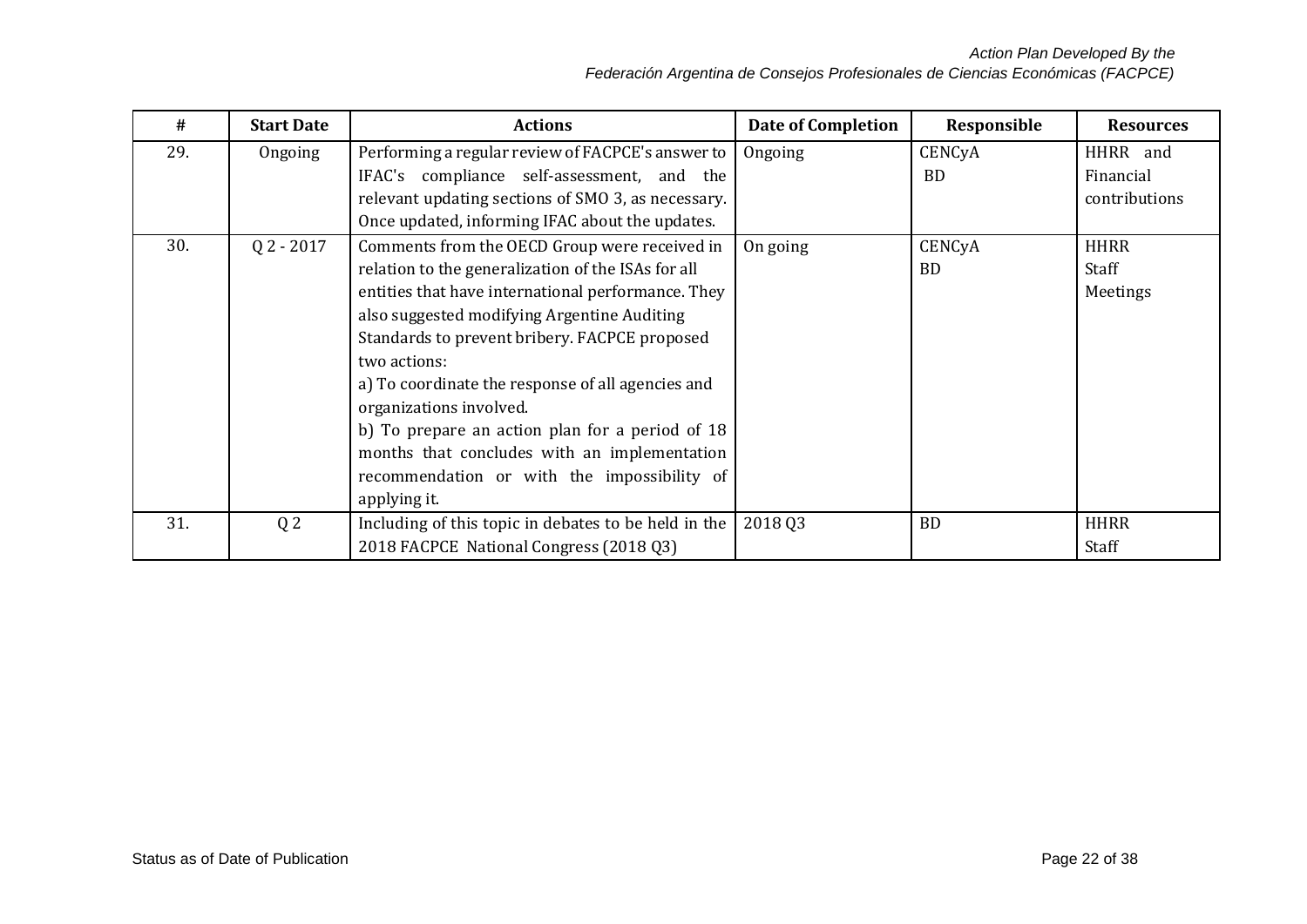| # | Start Date | Actions | Date of Completion | Responsible | Resources |
|---|---|---|---|---|---|
| 29. | Ongoing | Performing a regular review of FACPCE's answer to IFAC's compliance self-assessment, and the relevant updating sections of SMO 3, as necessary. Once updated, informing IFAC about the updates. | Ongoing | CENCyA<br>BD | HHRR and Financial contributions |
| 30. | Q 2 - 2017 | Comments from the OECD Group were received in relation to the generalization of the ISAs for all entities that have international performance. They also suggested modifying Argentine Auditing Standards to prevent bribery. FACPCE proposed two actions:<br>a) To coordinate the response of all agencies and organizations involved.<br>b) To prepare an action plan for a period of 18 months that concludes with an implementation recommendation or with the impossibility of applying it. | On going | CENCyA<br>BD | HHRR<br>Staff<br>Meetings |
| 31. | Q 2 | Including of this topic in debates to be held in the 2018 FACPCE National Congress (2018 Q3) | 2018 Q3 | BD | HHRR<br>Staff |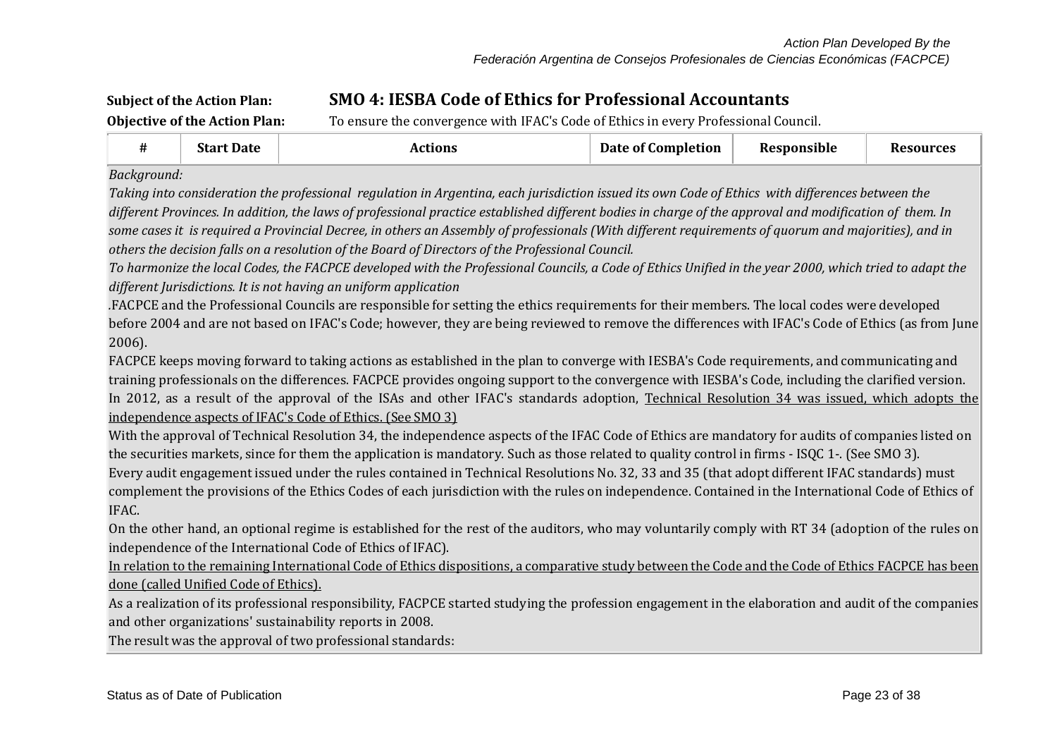Action Plan Developed By the
Federación Argentina de Consejos Profesionales de Ciencias Económicas (FACPCE)

**Subject of the Action Plan:** **SMO 4: IESBA Code of Ethics for Professional Accountants**

**Objective of the Action Plan:** To ensure the convergence with IFAC's Code of Ethics in every Professional Council.

| # | Start Date | Actions | Date of Completion | Responsible | Resources |
|---|---|---|---|---|---|

*Background:*

*Taking into consideration the professional regulation in Argentina, each jurisdiction issued its own Code of Ethics with differences between the different Provinces. In addition, the laws of professional practice established different bodies in charge of the approval and modification of them. In some cases it is required a Provincial Decree, in others an Assembly of professionals (With different requirements of quorum and majorities), and in others the decision falls on a resolution of the Board of Directors of the Professional Council.*

*To harmonize the local Codes, the FACPCE developed with the Professional Councils, a Code of Ethics Unified in the year 2000, which tried to adapt the different Jurisdictions. It is not having an uniform application*

.FACPCE and the Professional Councils are responsible for setting the ethics requirements for their members. The local codes were developed before 2004 and are not based on IFAC's Code; however, they are being reviewed to remove the differences with IFAC's Code of Ethics (as from June 2006).

FACPCE keeps moving forward to taking actions as established in the plan to converge with IESBA's Code requirements, and communicating and training professionals on the differences. FACPCE provides ongoing support to the convergence with IESBA's Code, including the clarified version.

In 2012, as a result of the approval of the ISAs and other IFAC's standards adoption, Technical Resolution 34 was issued, which adopts the independence aspects of IFAC's Code of Ethics. (See SMO 3)

With the approval of Technical Resolution 34, the independence aspects of the IFAC Code of Ethics are mandatory for audits of companies listed on the securities markets, since for them the application is mandatory. Such as those related to quality control in firms - ISQC 1-. (See SMO 3).

Every audit engagement issued under the rules contained in Technical Resolutions No. 32, 33 and 35 (that adopt different IFAC standards) must complement the provisions of the Ethics Codes of each jurisdiction with the rules on independence. Contained in the International Code of Ethics of IFAC.

On the other hand, an optional regime is established for the rest of the auditors, who may voluntarily comply with RT 34 (adoption of the rules on independence of the International Code of Ethics of IFAC).

In relation to the remaining International Code of Ethics dispositions, a comparative study between the Code and the Code of Ethics FACPCE has been done (called Unified Code of Ethics).

As a realization of its professional responsibility, FACPCE started studying the profession engagement in the elaboration and audit of the companies and other organizations' sustainability reports in 2008.

The result was the approval of two professional standards: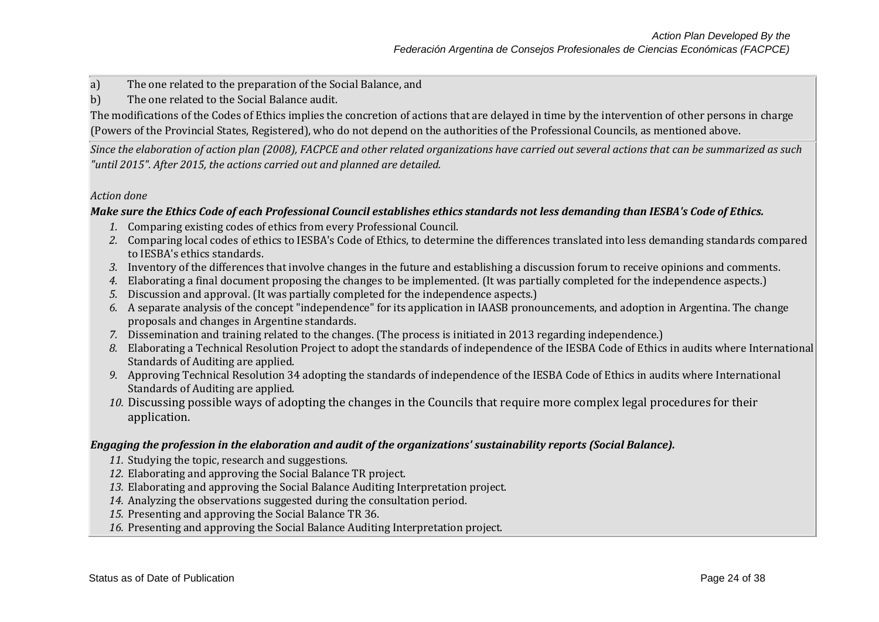a) The one related to the preparation of the Social Balance, and

b) The one related to the Social Balance audit.

The modifications of the Codes of Ethics implies the concretion of actions that are delayed in time by the intervention of other persons in charge (Powers of the Provincial States, Registered), who do not depend on the authorities of the Professional Councils, as mentioned above.

*Since the elaboration of action plan (2008), FACPCE and other related organizations have carried out several actions that can be summarized as such "until 2015". After 2015, the actions carried out and planned are detailed.*

*Action done*

***Make sure the Ethics Code of each Professional Council establishes ethics standards not less demanding than IESBA's Code of Ethics.***

1. Comparing existing codes of ethics from every Professional Council.
2. Comparing local codes of ethics to IESBA's Code of Ethics, to determine the differences translated into less demanding standards compared to IESBA's ethics standards.
3. Inventory of the differences that involve changes in the future and establishing a discussion forum to receive opinions and comments.
4. Elaborating a final document proposing the changes to be implemented. (It was partially completed for the independence aspects.)
5. Discussion and approval. (It was partially completed for the independence aspects.)
6. A separate analysis of the concept "independence" for its application in IAASB pronouncements, and adoption in Argentina. The change proposals and changes in Argentine standards.
7. Dissemination and training related to the changes. (The process is initiated in 2013 regarding independence.)
8. Elaborating a Technical Resolution Project to adopt the standards of independence of the IESBA Code of Ethics in audits where International Standards of Auditing are applied.
9. Approving Technical Resolution 34 adopting the standards of independence of the IESBA Code of Ethics in audits where International Standards of Auditing are applied.
10. Discussing possible ways of adopting the changes in the Councils that require more complex legal procedures for their application.

***Engaging the profession in the elaboration and audit of the organizations' sustainability reports (Social Balance).***

11. Studying the topic, research and suggestions.
12. Elaborating and approving the Social Balance TR project.
13. Elaborating and approving the Social Balance Auditing Interpretation project.
14. Analyzing the observations suggested during the consultation period.
15. Presenting and approving the Social Balance TR 36.
16. Presenting and approving the Social Balance Auditing Interpretation project.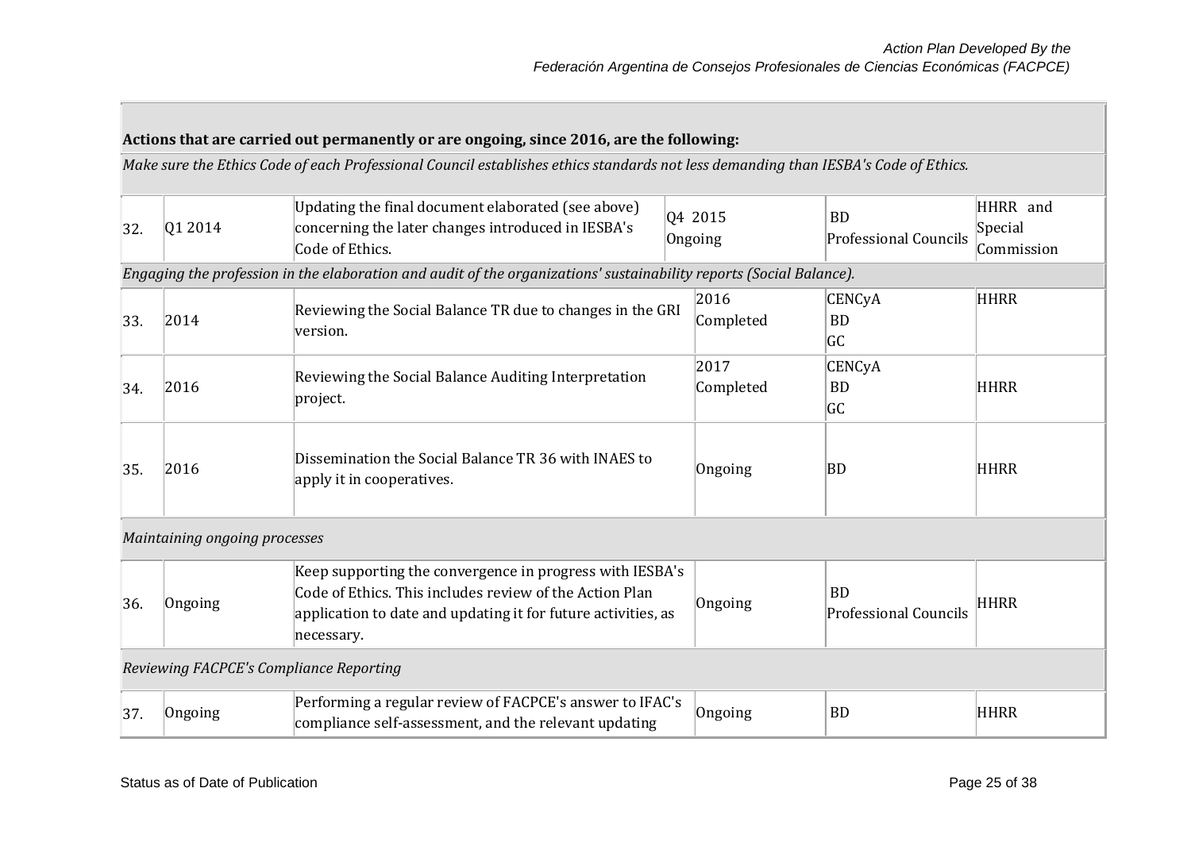| | | | | | |
|---|---|---|---|---|---|
| **Actions that are carried out permanently or are ongoing, since 2016, are the following:** | | | | | |
| *Make sure the Ethics Code of each Professional Council establishes ethics standards not less demanding than IESBA's Code of Ethics.* | | | | | |
| 32. | Q1 2014 | Updating the final document elaborated (see above) concerning the later changes introduced in IESBA's Code of Ethics. | Q4 2015 Ongoing | BD Professional Councils | HHRR and Special Commission |
| *Engaging the profession in the elaboration and audit of the organizations' sustainability reports (Social Balance).* | | | | | |
| 33. | 2014 | Reviewing the Social Balance TR due to changes in the GRI version. | 2016 Completed | CENCyA BD GC | HHRR |
| 34. | 2016 | Reviewing the Social Balance Auditing Interpretation project. | 2017 Completed | CENCyA BD GC | HHRR |
| 35. | 2016 | Dissemination the Social Balance TR 36 with INAES to apply it in cooperatives. | Ongoing | BD | HHRR |
| *Maintaining ongoing processes* | | | | | |
| 36. | Ongoing | Keep supporting the convergence in progress with IESBA's Code of Ethics. This includes review of the Action Plan application to date and updating it for future activities, as necessary. | Ongoing | BD Professional Councils | HHRR |
| *Reviewing FACPCE's Compliance Reporting* | | | | | |
| 37. | Ongoing | Performing a regular review of FACPCE's answer to IFAC's compliance self-assessment, and the relevant updating | Ongoing | BD | HHRR |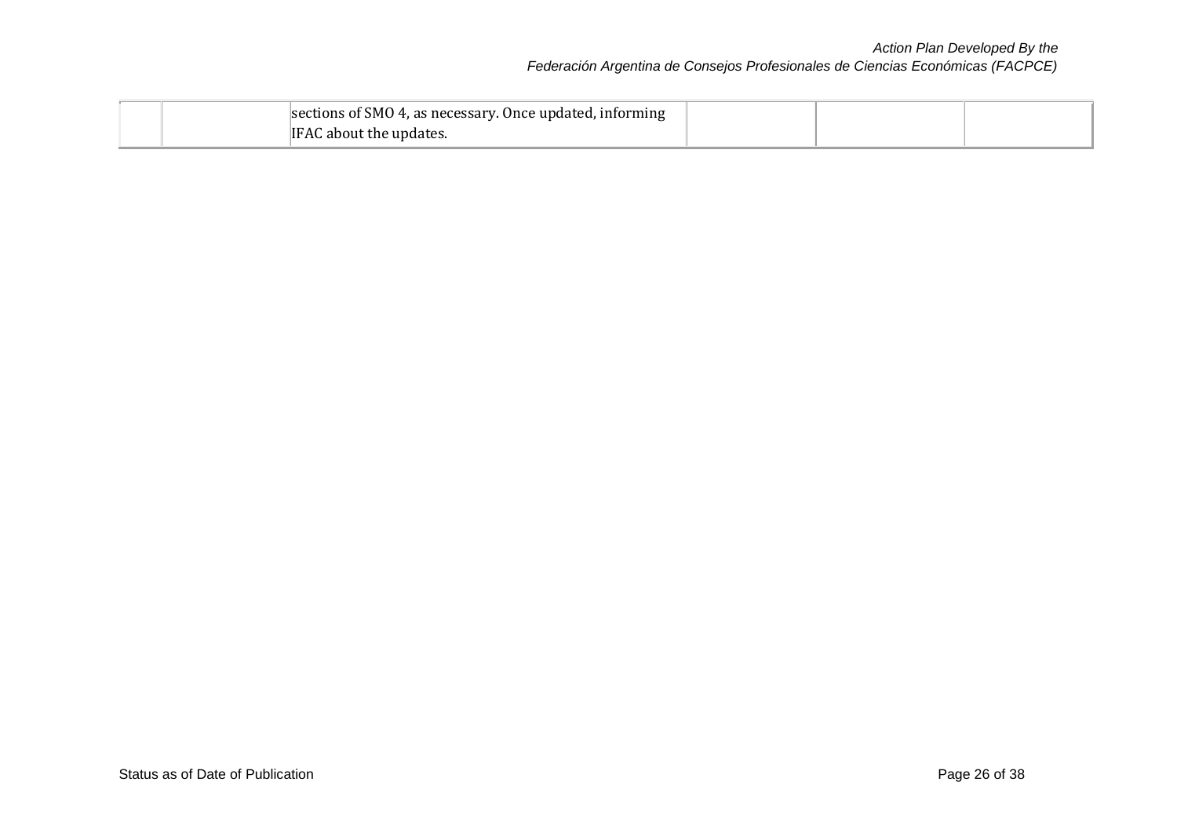|  |  | sections of SMO 4, as necessary. Once updated, informing IFAC about the updates. |  |  |  |
|---|---|---|---|---|---|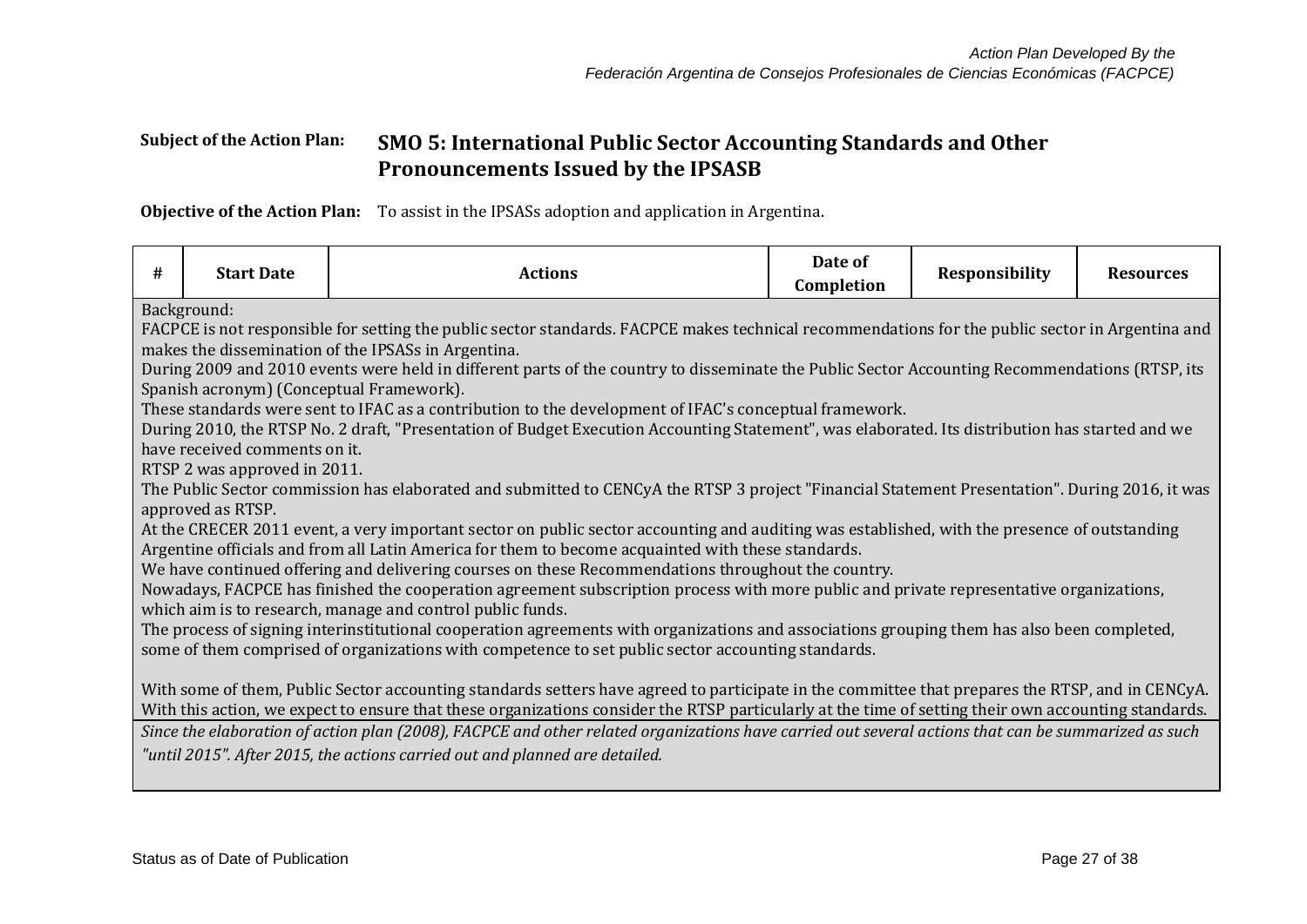*Action Plan Developed By the*
*Federación Argentina de Consejos Profesionales de Ciencias Económicas (FACPCE)*

**Subject of the Action Plan:** **SMO 5: International Public Sector Accounting Standards and Other Pronouncements Issued by the IPSASB**

**Objective of the Action Plan:** To assist in the IPSASs adoption and application in Argentina.

| # | Start Date | Actions | Date of Completion | Responsibility | Resources |
|---|---|---|---|---|---|
| Background:<br>FACPCE is not responsible for setting the public sector standards. FACPCE makes technical recommendations for the public sector in Argentina and makes the dissemination of the IPSASs in Argentina.<br>During 2009 and 2010 events were held in different parts of the country to disseminate the Public Sector Accounting Recommendations (RTSP, its Spanish acronym) (Conceptual Framework).<br>These standards were sent to IFAC as a contribution to the development of IFAC's conceptual framework.<br>During 2010, the RTSP No. 2 draft, "Presentation of Budget Execution Accounting Statement", was elaborated. Its distribution has started and we have received comments on it.<br>RTSP 2 was approved in 2011.<br>The Public Sector commission has elaborated and submitted to CENCyA the RTSP 3 project "Financial Statement Presentation". During 2016, it was approved as RTSP.<br>At the CRECER 2011 event, a very important sector on public sector accounting and auditing was established, with the presence of outstanding Argentine officials and from all Latin America for them to become acquainted with these standards.<br>We have continued offering and delivering courses on these Recommendations throughout the country.<br>Nowadays, FACPCE has finished the cooperation agreement subscription process with more public and private representative organizations, which aim is to research, manage and control public funds.<br>The process of signing interinstitutional cooperation agreements with organizations and associations grouping them has also been completed, some of them comprised of organizations with competence to set public sector accounting standards.<br><br>With some of them, Public Sector accounting standards setters have agreed to participate in the committee that prepares the RTSP, and in CENCyA. With this action, we expect to ensure that these organizations consider the RTSP particularly at the time of setting their own accounting standards. | | | | | |
| *Since the elaboration of action plan (2008), FACPCE and other related organizations have carried out several actions that can be summarized as such "until 2015". After 2015, the actions carried out and planned are detailed.* | | | | | |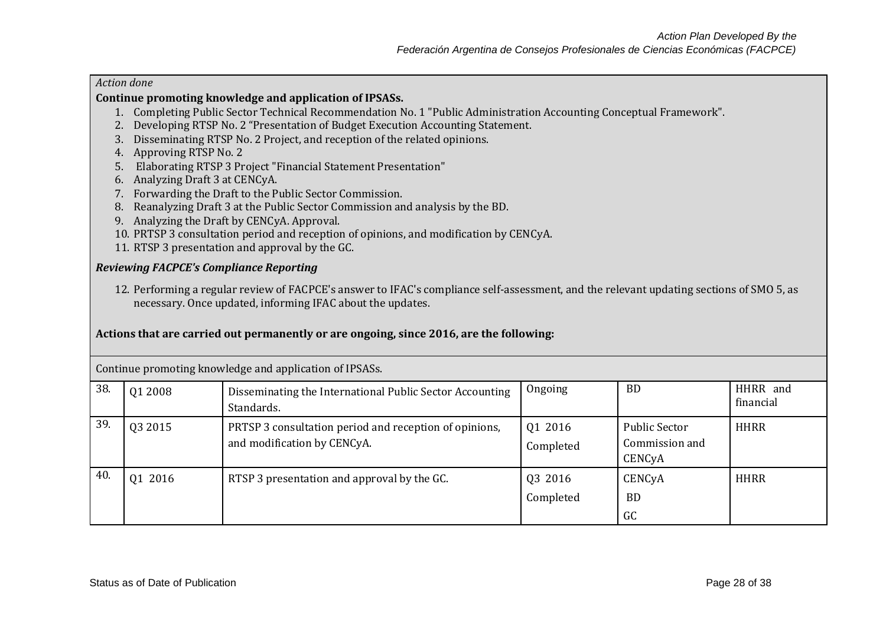*Action done*

**Continue promoting knowledge and application of IPSASs.**

1. Completing Public Sector Technical Recommendation No. 1 "Public Administration Accounting Conceptual Framework".
2. Developing RTSP No. 2 "Presentation of Budget Execution Accounting Statement.
3. Disseminating RTSP No. 2 Project, and reception of the related opinions.
4. Approving RTSP No. 2
5. Elaborating RTSP 3 Project "Financial Statement Presentation"
6. Analyzing Draft 3 at CENCyA.
7. Forwarding the Draft to the Public Sector Commission.
8. Reanalyzing Draft 3 at the Public Sector Commission and analysis by the BD.
9. Analyzing the Draft by CENCyA. Approval.
10. PRTSP 3 consultation period and reception of opinions, and modification by CENCyA.
11. RTSP 3 presentation and approval by the GC.

***Reviewing FACPCE's Compliance Reporting***

12. Performing a regular review of FACPCE's answer to IFAC's compliance self-assessment, and the relevant updating sections of SMO 5, as necessary. Once updated, informing IFAC about the updates.

**Actions that are carried out permanently or are ongoing, since 2016, are the following:**

Continue promoting knowledge and application of IPSASs.

| | | | | | |
|---|---|---|---|---|---|
| 38. | Q1 2008 | Disseminating the International Public Sector Accounting Standards. | Ongoing | BD | HHRR and financial |
| 39. | Q3 2015 | PRTSP 3 consultation period and reception of opinions, and modification by CENCyA. | Q1 2016 Completed | Public Sector Commission and CENCyA | HHRR |
| 40. | Q1 2016 | RTSP 3 presentation and approval by the GC. | Q3 2016 Completed | CENCyA BD GC | HHRR |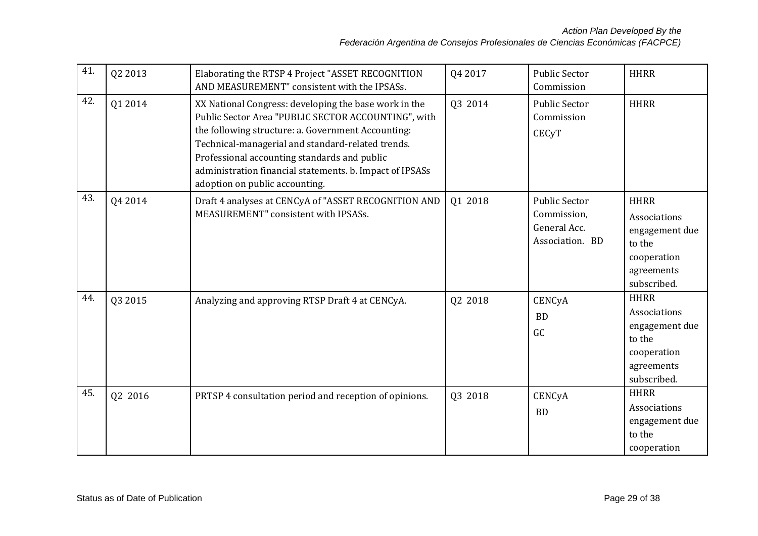| 41. | Q2 2013 | Elaborating the RTSP 4 Project "ASSET RECOGNITION AND MEASUREMENT" consistent with the IPSASs. | Q4 2017 | Public Sector Commission | HHRR |
|---|---|---|---|---|---|
| 42. | Q1 2014 | XX National Congress: developing the base work in the Public Sector Area "PUBLIC SECTOR ACCOUNTING", with the following structure: a. Government Accounting: Technical-managerial and standard-related trends. Professional accounting standards and public administration financial statements. b. Impact of IPSASs adoption on public accounting. | Q3 2014 | Public Sector Commission CECyT | HHRR |
| 43. | Q4 2014 | Draft 4 analyses at CENCyA of "ASSET RECOGNITION AND MEASUREMENT" consistent with IPSASs. | Q1 2018 | Public Sector Commission, General Acc. Association. BD | HHRR Associations engagement due to the cooperation agreements subscribed. |
| 44. | Q3 2015 | Analyzing and approving RTSP Draft 4 at CENCyA. | Q2 2018 | CENCyA BD GC | HHRR Associations engagement due to the cooperation agreements subscribed. |
| 45. | Q2 2016 | PRTSP 4 consultation period and reception of opinions. | Q3 2018 | CENCyA BD | HHRR Associations engagement due to the cooperation |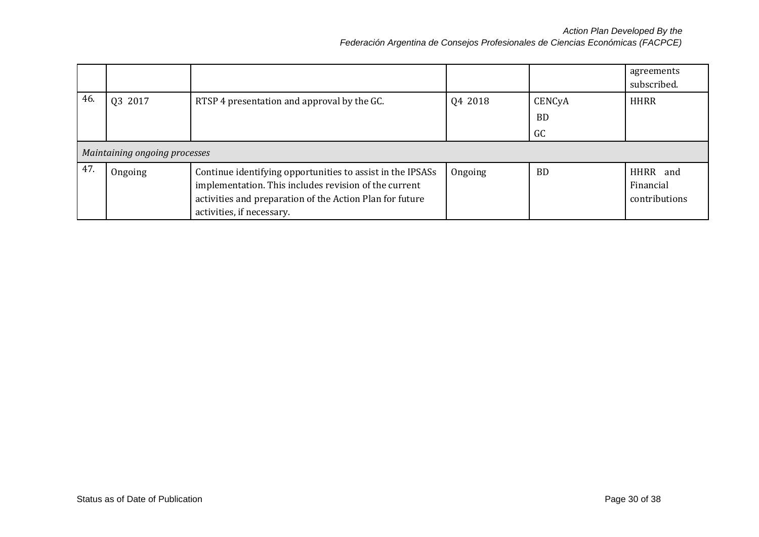|  |  |  |  |  |  |
|---|---|---|---|---|---|
|  |  |  |  |  | agreements subscribed. |
| 46. | Q3 2017 | RTSP 4 presentation and approval by the GC. | Q4 2018 | CENCyA<br>BD<br>GC | HHRR |
| *Maintaining ongoing processes* |  |  |  |  |  |
| 47. | Ongoing | Continue identifying opportunities to assist in the IPSASs implementation. This includes revision of the current activities and preparation of the Action Plan for future activities, if necessary. | Ongoing | BD | HHRR and Financial contributions |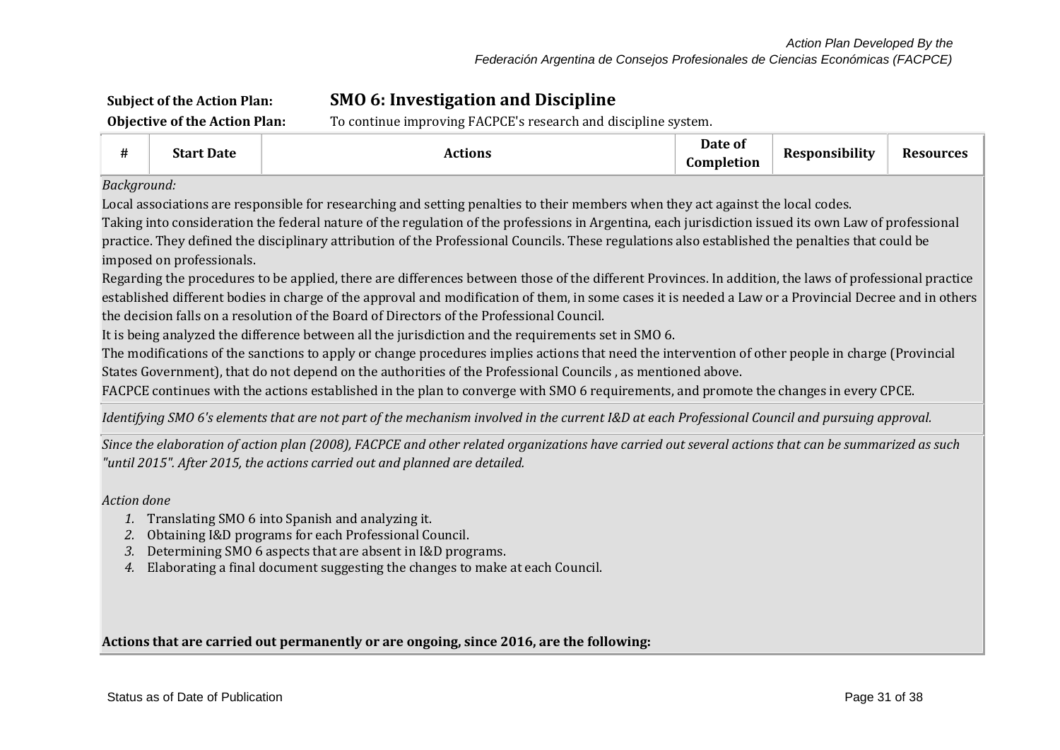**Subject of the Action Plan:** **SMO 6: Investigation and Discipline**

**Objective of the Action Plan:** To continue improving FACPCE's research and discipline system.

| # | Start Date | Actions | Date of Completion | Responsibility | Resources |
|---|---|---|---|---|---|

*Background:*

Local associations are responsible for researching and setting penalties to their members when they act against the local codes.

Taking into consideration the federal nature of the regulation of the professions in Argentina, each jurisdiction issued its own Law of professional practice. They defined the disciplinary attribution of the Professional Councils. These regulations also established the penalties that could be imposed on professionals.

Regarding the procedures to be applied, there are differences between those of the different Provinces. In addition, the laws of professional practice established different bodies in charge of the approval and modification of them, in some cases it is needed a Law or a Provincial Decree and in others the decision falls on a resolution of the Board of Directors of the Professional Council.

It is being analyzed the difference between all the jurisdiction and the requirements set in SMO 6.

The modifications of the sanctions to apply or change procedures implies actions that need the intervention of other people in charge (Provincial States Government), that do not depend on the authorities of the Professional Councils , as mentioned above.

FACPCE continues with the actions established in the plan to converge with SMO 6 requirements, and promote the changes in every CPCE.

*Identifying SMO 6's elements that are not part of the mechanism involved in the current I&D at each Professional Council and pursuing approval.*

*Since the elaboration of action plan (2008), FACPCE and other related organizations have carried out several actions that can be summarized as such "until 2015". After 2015, the actions carried out and planned are detailed.*

*Action done*

1. Translating SMO 6 into Spanish and analyzing it.
2. Obtaining I&D programs for each Professional Council.
3. Determining SMO 6 aspects that are absent in I&D programs.
4. Elaborating a final document suggesting the changes to make at each Council.

**Actions that are carried out permanently or are ongoing, since 2016, are the following:**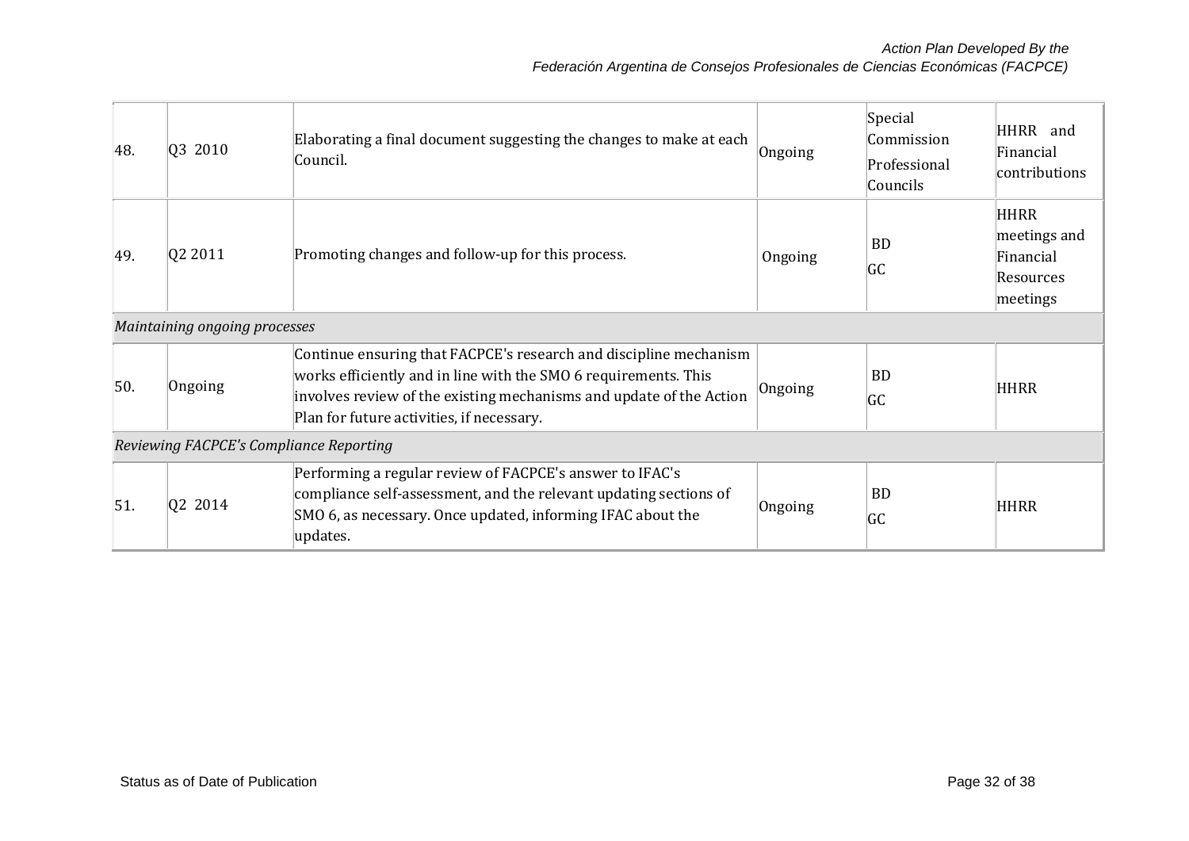| | | | | | |
|---|---|---|---|---|---|
| 48. | Q3 2010 | Elaborating a final document suggesting the changes to make at each Council. | Ongoing | Special Commission Professional Councils | HHRR and Financial contributions |
| 49. | Q2 2011 | Promoting changes and follow-up for this process. | Ongoing | BD GC | HHRR meetings and Financial Resources meetings |
| *Maintaining ongoing processes* | | | | | |
| 50. | Ongoing | Continue ensuring that FACPCE's research and discipline mechanism works efficiently and in line with the SMO 6 requirements. This involves review of the existing mechanisms and update of the Action Plan for future activities, if necessary. | Ongoing | BD GC | HHRR |
| *Reviewing FACPCE's Compliance Reporting* | | | | | |
| 51. | Q2 2014 | Performing a regular review of FACPCE's answer to IFAC's compliance self-assessment, and the relevant updating sections of SMO 6, as necessary. Once updated, informing IFAC about the updates. | Ongoing | BD GC | HHRR |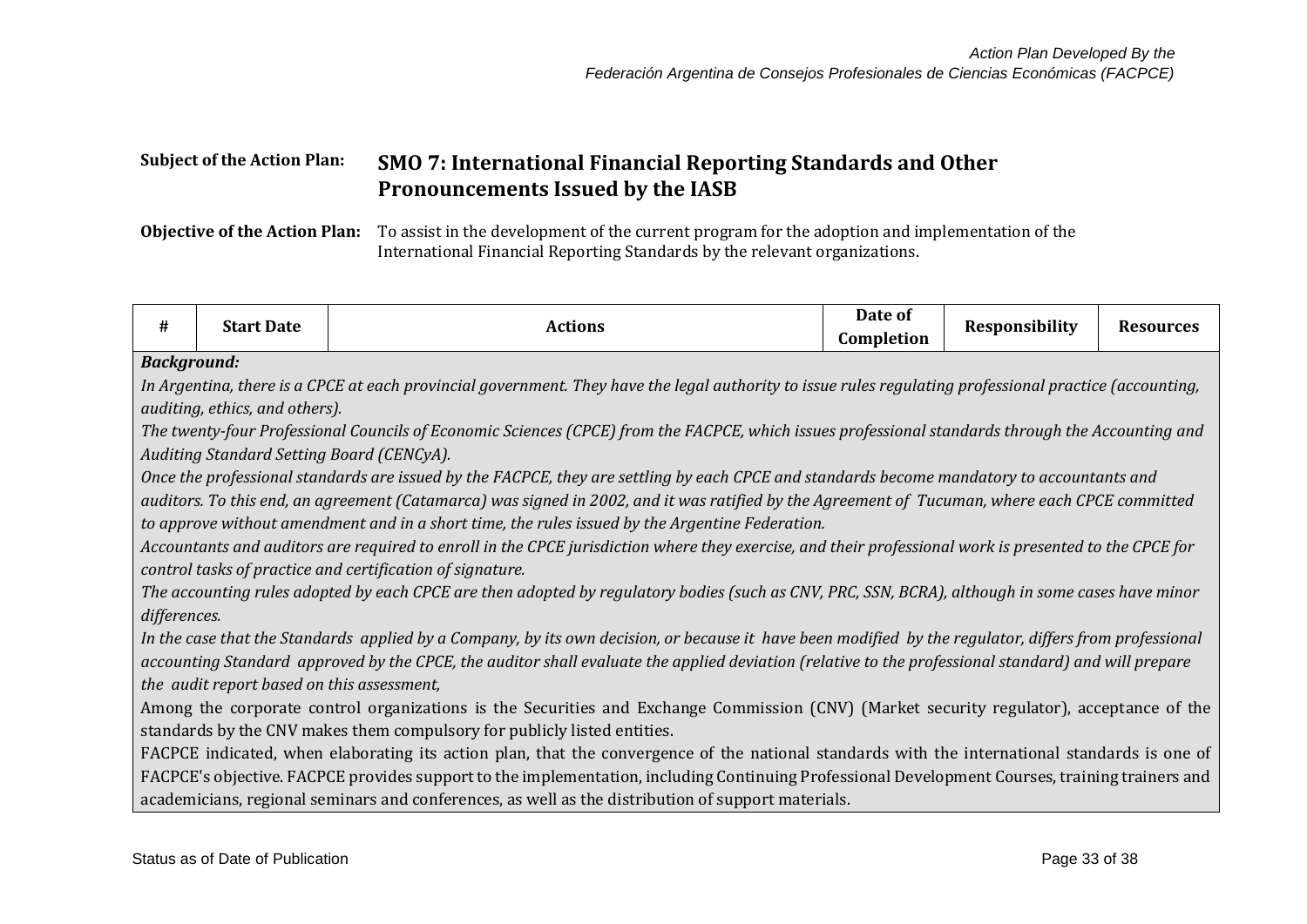**Subject of the Action Plan:** **SMO 7: International Financial Reporting Standards and Other Pronouncements Issued by the IASB**

**Objective of the Action Plan:** To assist in the development of the current program for the adoption and implementation of the International Financial Reporting Standards by the relevant organizations.

| # | Start Date | Actions | Date of Completion | Responsibility | Resources |
|---|---|---|---|---|---|

***Background:***

*In Argentina, there is a CPCE at each provincial government. They have the legal authority to issue rules regulating professional practice (accounting, auditing, ethics, and others).*

*The twenty-four Professional Councils of Economic Sciences (CPCE) from the FACPCE, which issues professional standards through the Accounting and Auditing Standard Setting Board (CENCyA).*

*Once the professional standards are issued by the FACPCE, they are settling by each CPCE and standards become mandatory to accountants and auditors. To this end, an agreement (Catamarca) was signed in 2002, and it was ratified by the Agreement of Tucuman, where each CPCE committed to approve without amendment and in a short time, the rules issued by the Argentine Federation.*

*Accountants and auditors are required to enroll in the CPCE jurisdiction where they exercise, and their professional work is presented to the CPCE for control tasks of practice and certification of signature.*

*The accounting rules adopted by each CPCE are then adopted by regulatory bodies (such as CNV, PRC, SSN, BCRA), although in some cases have minor differences.*

*In the case that the Standards applied by a Company, by its own decision, or because it have been modified by the regulator, differs from professional accounting Standard approved by the CPCE, the auditor shall evaluate the applied deviation (relative to the professional standard) and will prepare the audit report based on this assessment,*

Among the corporate control organizations is the Securities and Exchange Commission (CNV) (Market security regulator), acceptance of the standards by the CNV makes them compulsory for publicly listed entities.

FACPCE indicated, when elaborating its action plan, that the convergence of the national standards with the international standards is one of FACPCE's objective. FACPCE provides support to the implementation, including Continuing Professional Development Courses, training trainers and academicians, regional seminars and conferences, as well as the distribution of support materials.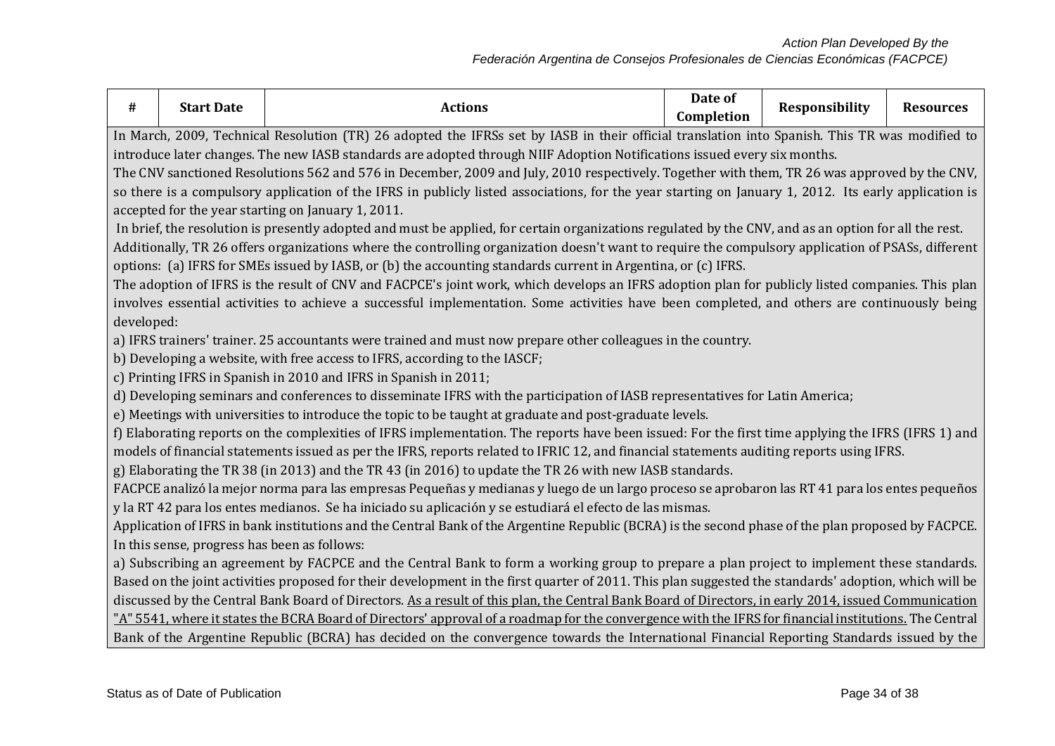| # | Start Date | Actions | Date of Completion | Responsibility | Resources |
|---|---|---|---|---|---|

In March, 2009, Technical Resolution (TR) 26 adopted the IFRSs set by IASB in their official translation into Spanish. This TR was modified to introduce later changes. The new IASB standards are adopted through NIIF Adoption Notifications issued every six months.

The CNV sanctioned Resolutions 562 and 576 in December, 2009 and July, 2010 respectively. Together with them, TR 26 was approved by the CNV, so there is a compulsory application of the IFRS in publicly listed associations, for the year starting on January 1, 2012. Its early application is accepted for the year starting on January 1, 2011.

In brief, the resolution is presently adopted and must be applied, for certain organizations regulated by the CNV, and as an option for all the rest.

Additionally, TR 26 offers organizations where the controlling organization doesn't want to require the compulsory application of PSASs, different options: (a) IFRS for SMEs issued by IASB, or (b) the accounting standards current in Argentina, or (c) IFRS.

The adoption of IFRS is the result of CNV and FACPCE's joint work, which develops an IFRS adoption plan for publicly listed companies. This plan involves essential activities to achieve a successful implementation. Some activities have been completed, and others are continuously being developed:

a) IFRS trainers' trainer. 25 accountants were trained and must now prepare other colleagues in the country.

b) Developing a website, with free access to IFRS, according to the IASCF;

c) Printing IFRS in Spanish in 2010 and IFRS in Spanish in 2011;

d) Developing seminars and conferences to disseminate IFRS with the participation of IASB representatives for Latin America;

e) Meetings with universities to introduce the topic to be taught at graduate and post-graduate levels.

f) Elaborating reports on the complexities of IFRS implementation. The reports have been issued: For the first time applying the IFRS (IFRS 1) and models of financial statements issued as per the IFRS, reports related to IFRIC 12, and financial statements auditing reports using IFRS.

g) Elaborating the TR 38 (in 2013) and the TR 43 (in 2016) to update the TR 26 with new IASB standards.

FACPCE analizó la mejor norma para las empresas Pequeñas y medianas y luego de un largo proceso se aprobaron las RT 41 para los entes pequeños y la RT 42 para los entes medianos. Se ha iniciado su aplicación y se estudiará el efecto de las mismas.

Application of IFRS in bank institutions and the Central Bank of the Argentine Republic (BCRA) is the second phase of the plan proposed by FACPCE. In this sense, progress has been as follows:

a) Subscribing an agreement by FACPCE and the Central Bank to form a working group to prepare a plan project to implement these standards. Based on the joint activities proposed for their development in the first quarter of 2011. This plan suggested the standards' adoption, which will be discussed by the Central Bank Board of Directors. <u>As a result of this plan, the Central Bank Board of Directors, in early 2014, issued Communication "A" 5541, where it states the BCRA Board of Directors' approval of a roadmap for the convergence with the IFRS for financial institutions.</u> The Central Bank of the Argentine Republic (BCRA) has decided on the convergence towards the International Financial Reporting Standards issued by the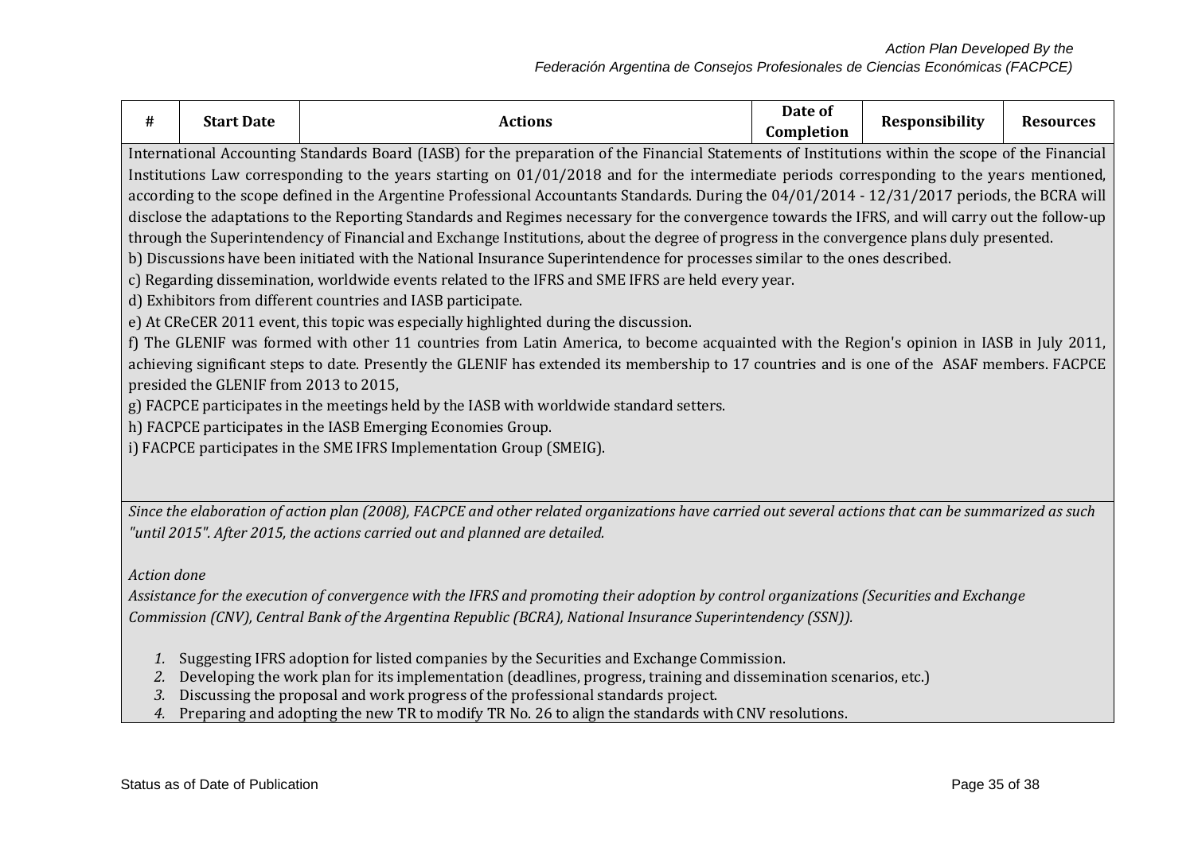| # | Start Date | Actions | Date of Completion | Responsibility | Resources |
|---|---|---|---|---|---|

International Accounting Standards Board (IASB) for the preparation of the Financial Statements of Institutions within the scope of the Financial Institutions Law corresponding to the years starting on 01/01/2018 and for the intermediate periods corresponding to the years mentioned, according to the scope defined in the Argentine Professional Accountants Standards. During the 04/01/2014 - 12/31/2017 periods, the BCRA will disclose the adaptations to the Reporting Standards and Regimes necessary for the convergence towards the IFRS, and will carry out the follow-up through the Superintendency of Financial and Exchange Institutions, about the degree of progress in the convergence plans duly presented.

b) Discussions have been initiated with the National Insurance Superintendence for processes similar to the ones described.

c) Regarding dissemination, worldwide events related to the IFRS and SME IFRS are held every year.

d) Exhibitors from different countries and IASB participate.

e) At CReCER 2011 event, this topic was especially highlighted during the discussion.

f) The GLENIF was formed with other 11 countries from Latin America, to become acquainted with the Region's opinion in IASB in July 2011, achieving significant steps to date. Presently the GLENIF has extended its membership to 17 countries and is one of the ASAF members. FACPCE presided the GLENIF from 2013 to 2015,

g) FACPCE participates in the meetings held by the IASB with worldwide standard setters.

h) FACPCE participates in the IASB Emerging Economies Group.

i) FACPCE participates in the SME IFRS Implementation Group (SMEIG).

*Since the elaboration of action plan (2008), FACPCE and other related organizations have carried out several actions that can be summarized as such "until 2015". After 2015, the actions carried out and planned are detailed.*

*Action done*

*Assistance for the execution of convergence with the IFRS and promoting their adoption by control organizations (Securities and Exchange Commission (CNV), Central Bank of the Argentina Republic (BCRA), National Insurance Superintendency (SSN)).*

1. Suggesting IFRS adoption for listed companies by the Securities and Exchange Commission.
2. Developing the work plan for its implementation (deadlines, progress, training and dissemination scenarios, etc.)
3. Discussing the proposal and work progress of the professional standards project.
4. Preparing and adopting the new TR to modify TR No. 26 to align the standards with CNV resolutions.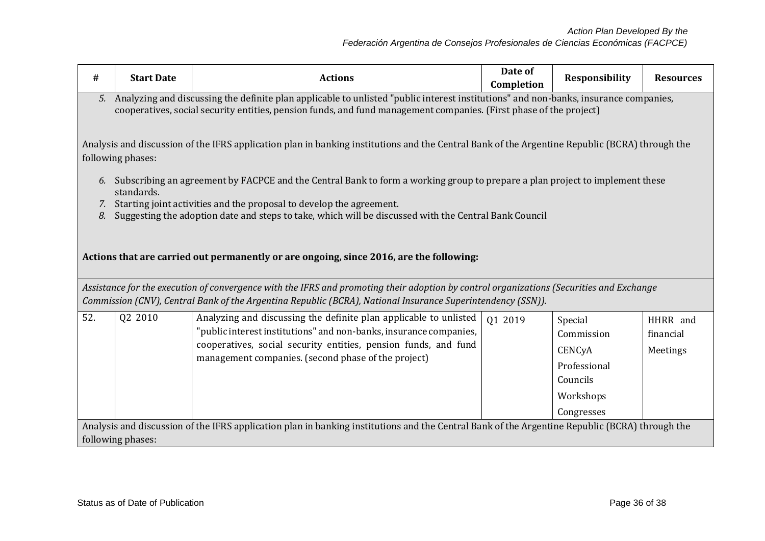| # | Start Date | Actions | Date of Completion | Responsibility | Resources |
|---|---|---|---|---|---|
| 5. Analyzing and discussing the definite plan applicable to unlisted "public interest institutions" and non-banks, insurance companies, cooperatives, social security entities, pension funds, and fund management companies. (First phase of the project)<br><br>Analysis and discussion of the IFRS application plan in banking institutions and the Central Bank of the Argentine Republic (BCRA) through the following phases:<br><br>6. Subscribing an agreement by FACPCE and the Central Bank to form a working group to prepare a plan project to implement these standards.<br>7. Starting joint activities and the proposal to develop the agreement.<br>8. Suggesting the adoption date and steps to take, which will be discussed with the Central Bank Council<br><br>**Actions that are carried out permanently or are ongoing, since 2016, are the following:** | | | | | |
| *Assistance for the execution of convergence with the IFRS and promoting their adoption by control organizations (Securities and Exchange Commission (CNV), Central Bank of the Argentina Republic (BCRA), National Insurance Superintendency (SSN)).* | | | | | |
| 52. | Q2 2010 | Analyzing and discussing the definite plan applicable to unlisted "public interest institutions" and non-banks, insurance companies, cooperatives, social security entities, pension funds, and fund management companies. (second phase of the project) | Q1 2019 | Special Commission<br>CENCyA<br>Professional Councils<br>Workshops<br>Congresses | HHRR and financial<br>Meetings |
| Analysis and discussion of the IFRS application plan in banking institutions and the Central Bank of the Argentine Republic (BCRA) through the following phases: | | | | | |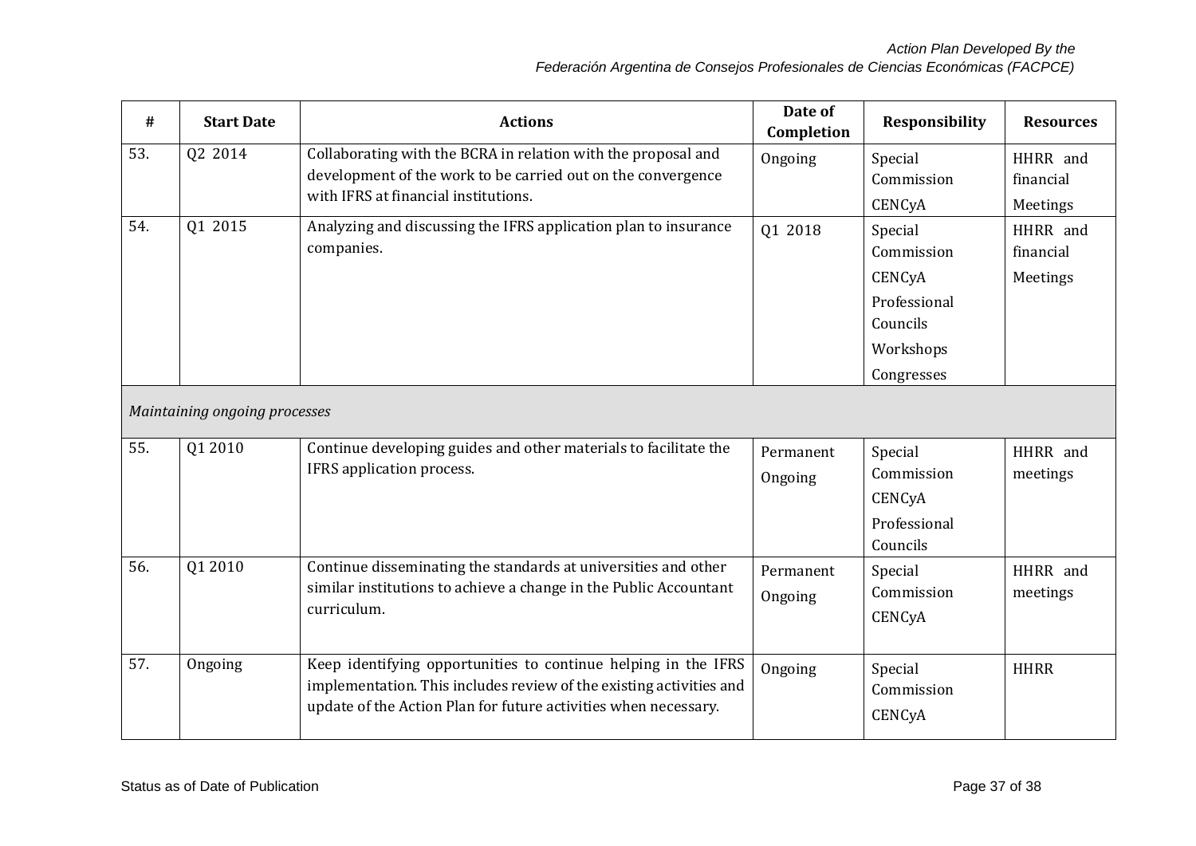| # | Start Date | Actions | Date of Completion | Responsibility | Resources |
|---|---|---|---|---|---|
| 53. | Q2 2014 | Collaborating with the BCRA in relation with the proposal and development of the work to be carried out on the convergence with IFRS at financial institutions. | Ongoing | Special Commission<br>CENCyA | HHRR and financial<br>Meetings |
| 54. | Q1 2015 | Analyzing and discussing the IFRS application plan to insurance companies. | Q1 2018 | Special Commission<br>CENCyA<br>Professional Councils<br>Workshops<br>Congresses | HHRR and financial<br>Meetings |
| *Maintaining ongoing processes* | | | | | |
| 55. | Q1 2010 | Continue developing guides and other materials to facilitate the IFRS application process. | Permanent<br>Ongoing | Special Commission<br>CENCyA<br>Professional Councils | HHRR and meetings |
| 56. | Q1 2010 | Continue disseminating the standards at universities and other similar institutions to achieve a change in the Public Accountant curriculum. | Permanent<br>Ongoing | Special Commission<br>CENCyA | HHRR and meetings |
| 57. | Ongoing | Keep identifying opportunities to continue helping in the IFRS implementation. This includes review of the existing activities and update of the Action Plan for future activities when necessary. | Ongoing | Special Commission<br>CENCyA | HHRR |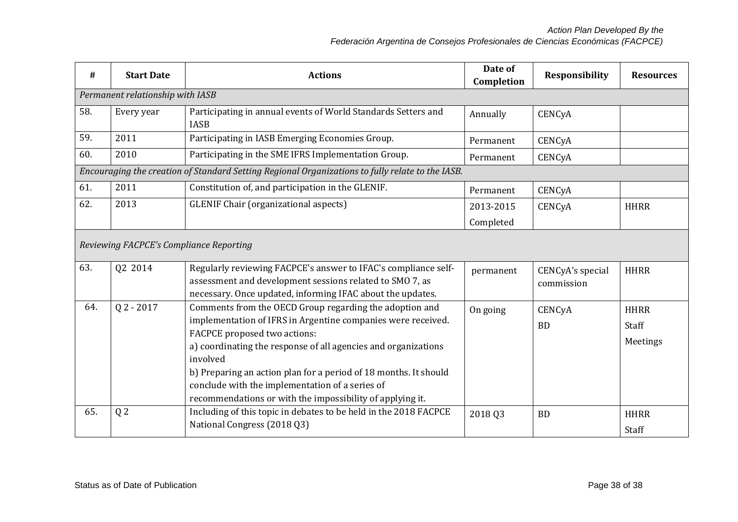| # | Start Date | Actions | Date of Completion | Responsibility | Resources |
|---|---|---|---|---|---|
| *Permanent relationship with IASB* | | | | | |
| 58. | Every year | Participating in annual events of World Standards Setters and IASB | Annually | CENCyA | |
| 59. | 2011 | Participating in IASB Emerging Economies Group. | Permanent | CENCyA | |
| 60. | 2010 | Participating in the SME IFRS Implementation Group. | Permanent | CENCyA | |
| *Encouraging the creation of Standard Setting Regional Organizations to fully relate to the IASB.* | | | | | |
| 61. | 2011 | Constitution of, and participation in the GLENIF. | Permanent | CENCyA | |
| 62. | 2013 | GLENIF Chair (organizational aspects) | 2013-2015<br>Completed | CENCyA | HHRR |
| *Reviewing FACPCE's Compliance Reporting* | | | | | |
| 63. | Q2 2014 | Regularly reviewing FACPCE's answer to IFAC's compliance self-assessment and development sessions related to SMO 7, as necessary. Once updated, informing IFAC about the updates. | permanent | CENCyA's special commission | HHRR |
| 64. | Q 2 - 2017 | Comments from the OECD Group regarding the adoption and implementation of IFRS in Argentine companies were received. FACPCE proposed two actions:<br>a) coordinating the response of all agencies and organizations involved<br>b) Preparing an action plan for a period of 18 months. It should conclude with the implementation of a series of recommendations or with the impossibility of applying it. | On going | CENCyA<br>BD | HHRR<br>Staff<br>Meetings |
| 65. | Q 2 | Including of this topic in debates to be held in the 2018 FACPCE National Congress (2018 Q3) | 2018 Q3 | BD | HHRR<br>Staff |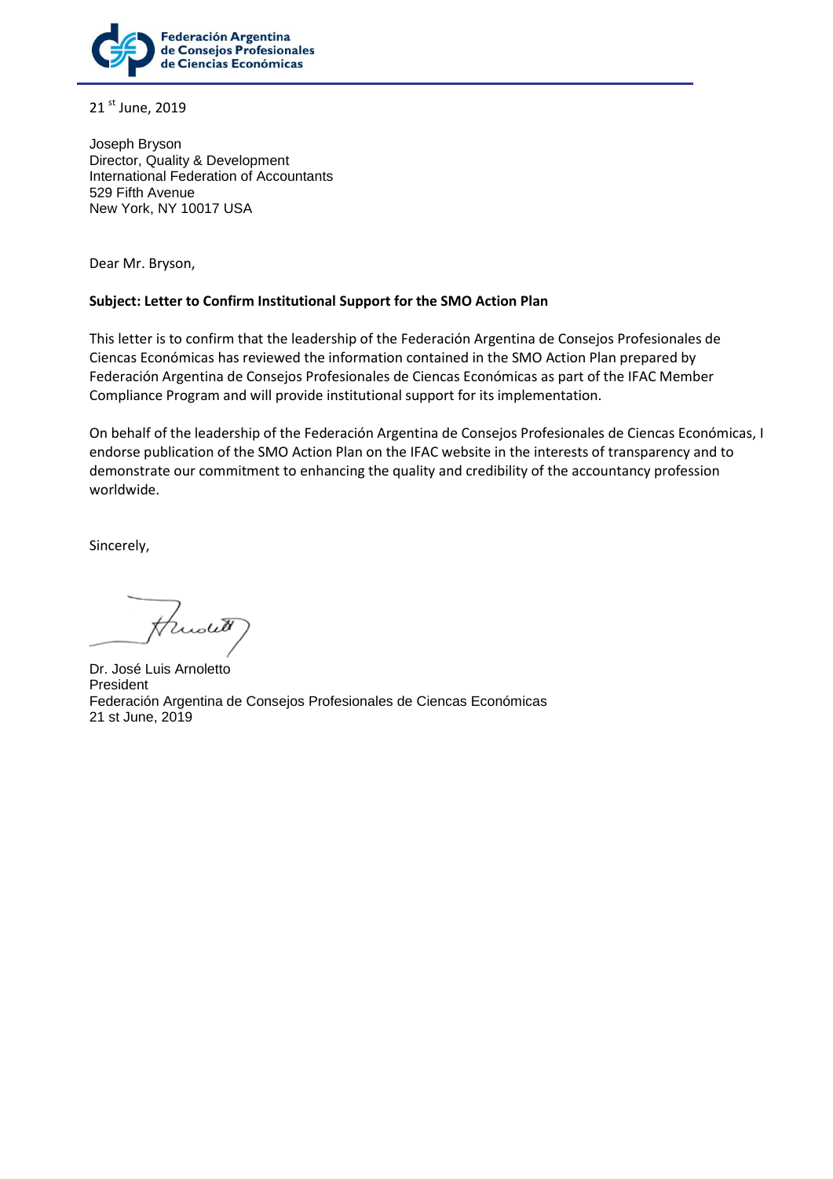Federación Argentina de Consejos Profesionales de Ciencias Económicas

21 st June, 2019

Joseph Bryson
Director, Quality & Development
International Federation of Accountants
529 Fifth Avenue
New York, NY 10017 USA

Dear Mr. Bryson,

**Subject: Letter to Confirm Institutional Support for the SMO Action Plan**

This letter is to confirm that the leadership of the Federación Argentina de Consejos Profesionales de Ciencas Económicas has reviewed the information contained in the SMO Action Plan prepared by Federación Argentina de Consejos Profesionales de Ciencas Económicas as part of the IFAC Member Compliance Program and will provide institutional support for its implementation.

On behalf of the leadership of the Federación Argentina de Consejos Profesionales de Ciencas Económicas, I endorse publication of the SMO Action Plan on the IFAC website in the interests of transparency and to demonstrate our commitment to enhancing the quality and credibility of the accountancy profession worldwide.

Sincerely,

Dr. José Luis Arnoletto
President
Federación Argentina de Consejos Profesionales de Ciencas Económicas
21 st June, 2019